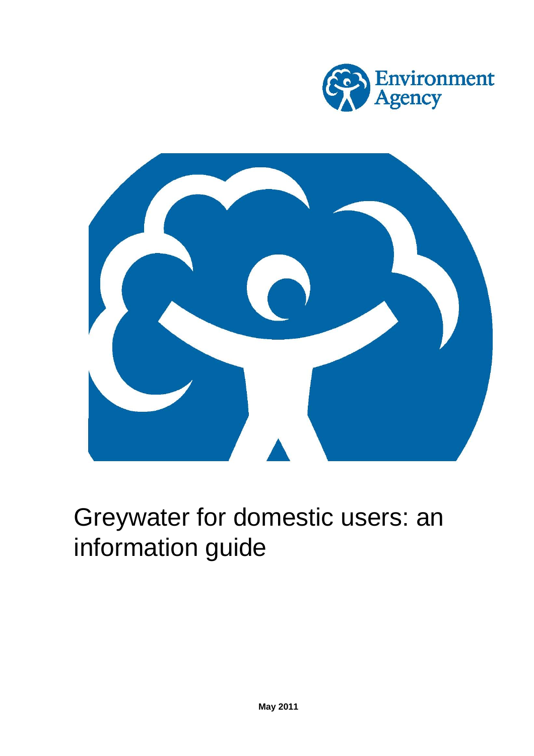Environment Agency

# Greywater for domestic users: an information guide

**May 2011**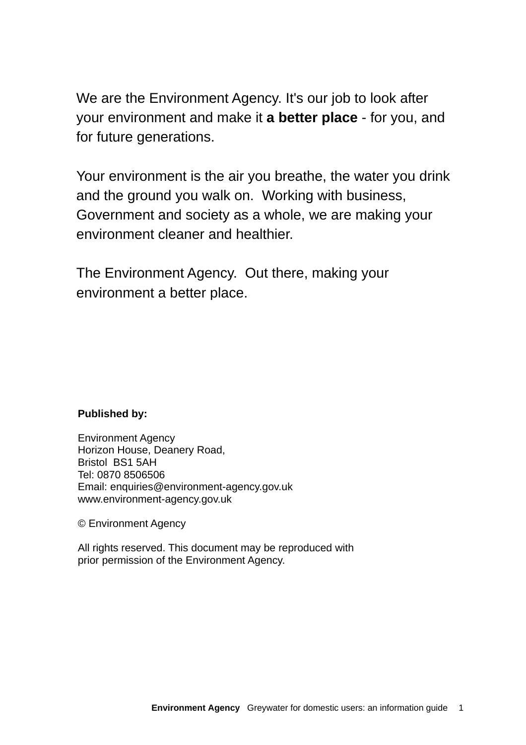We are the Environment Agency. It's our job to look after your environment and make it **a better place** - for you, and for future generations.

Your environment is the air you breathe, the water you drink and the ground you walk on. Working with business, Government and society as a whole, we are making your environment cleaner and healthier.

The Environment Agency. Out there, making your environment a better place.

**Published by:**

Environment Agency
Horizon House, Deanery Road,
Bristol BS1 5AH
Tel: 0870 8506506
Email: enquiries@environment-agency.gov.uk
www.environment-agency.gov.uk

© Environment Agency

All rights reserved. This document may be reproduced with prior permission of the Environment Agency.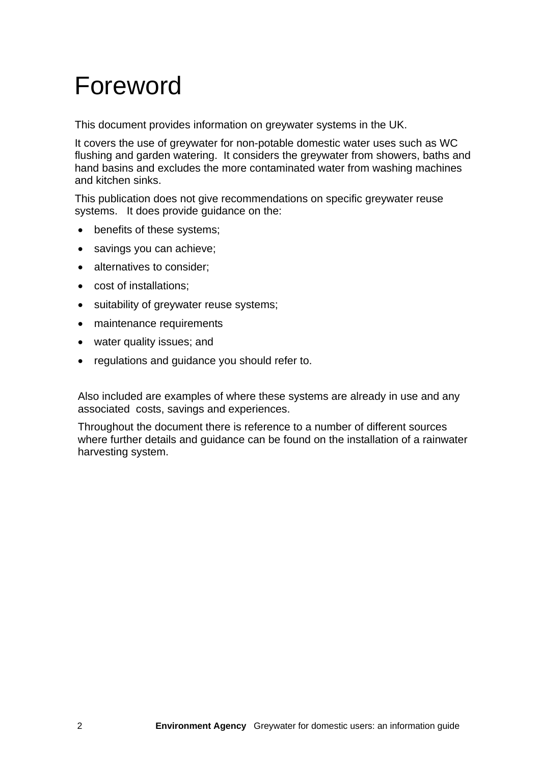# Foreword

This document provides information on greywater systems in the UK.

It covers the use of greywater for non-potable domestic water uses such as WC flushing and garden watering. It considers the greywater from showers, baths and hand basins and excludes the more contaminated water from washing machines and kitchen sinks.

This publication does not give recommendations on specific greywater reuse systems. It does provide guidance on the:

- benefits of these systems;
- savings you can achieve;
- alternatives to consider;
- cost of installations;
- suitability of greywater reuse systems;
- maintenance requirements
- water quality issues; and
- regulations and guidance you should refer to.

Also included are examples of where these systems are already in use and any associated costs, savings and experiences.

Throughout the document there is reference to a number of different sources where further details and guidance can be found on the installation of a rainwater harvesting system.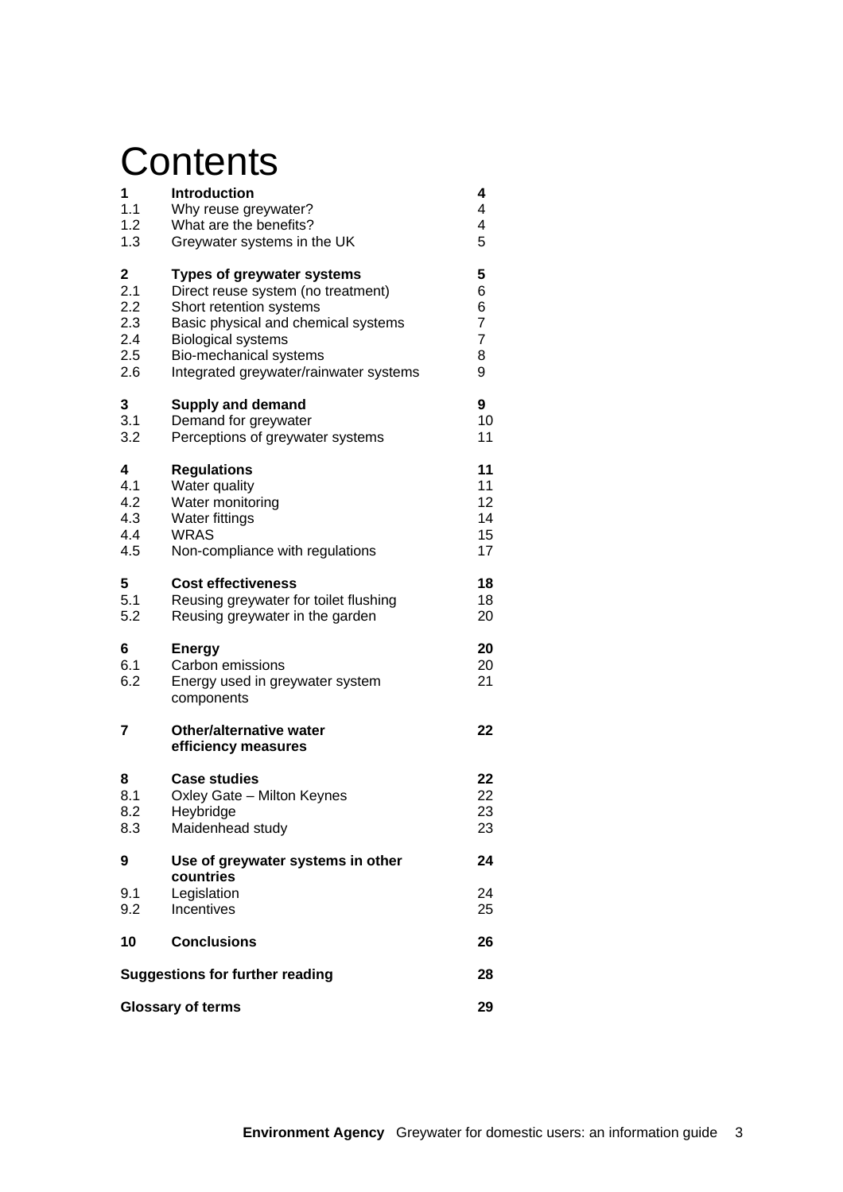# Contents

| | | |
|---|---|---|
| **1** | **Introduction** | **4** |
| 1.1 | Why reuse greywater? | 4 |
| 1.2 | What are the benefits? | 4 |
| 1.3 | Greywater systems in the UK | 5 |
| **2** | **Types of greywater systems** | **5** |
| 2.1 | Direct reuse system (no treatment) | 6 |
| 2.2 | Short retention systems | 6 |
| 2.3 | Basic physical and chemical systems | 7 |
| 2.4 | Biological systems | 7 |
| 2.5 | Bio-mechanical systems | 8 |
| 2.6 | Integrated greywater/rainwater systems | 9 |
| **3** | **Supply and demand** | **9** |
| 3.1 | Demand for greywater | 10 |
| 3.2 | Perceptions of greywater systems | 11 |
| **4** | **Regulations** | **11** |
| 4.1 | Water quality | 11 |
| 4.2 | Water monitoring | 12 |
| 4.3 | Water fittings | 14 |
| 4.4 | WRAS | 15 |
| 4.5 | Non-compliance with regulations | 17 |
| **5** | **Cost effectiveness** | **18** |
| 5.1 | Reusing greywater for toilet flushing | 18 |
| 5.2 | Reusing greywater in the garden | 20 |
| **6** | **Energy** | **20** |
| 6.1 | Carbon emissions | 20 |
| 6.2 | Energy used in greywater system components | 21 |
| **7** | **Other/alternative water efficiency measures** | **22** |
| **8** | **Case studies** | **22** |
| 8.1 | Oxley Gate – Milton Keynes | 22 |
| 8.2 | Heybridge | 23 |
| 8.3 | Maidenhead study | 23 |
| **9** | **Use of greywater systems in other countries** | **24** |
| 9.1 | Legislation | 24 |
| 9.2 | Incentives | 25 |
| **10** | **Conclusions** | **26** |
| | **Suggestions for further reading** | **28** |
| | **Glossary of terms** | **29** |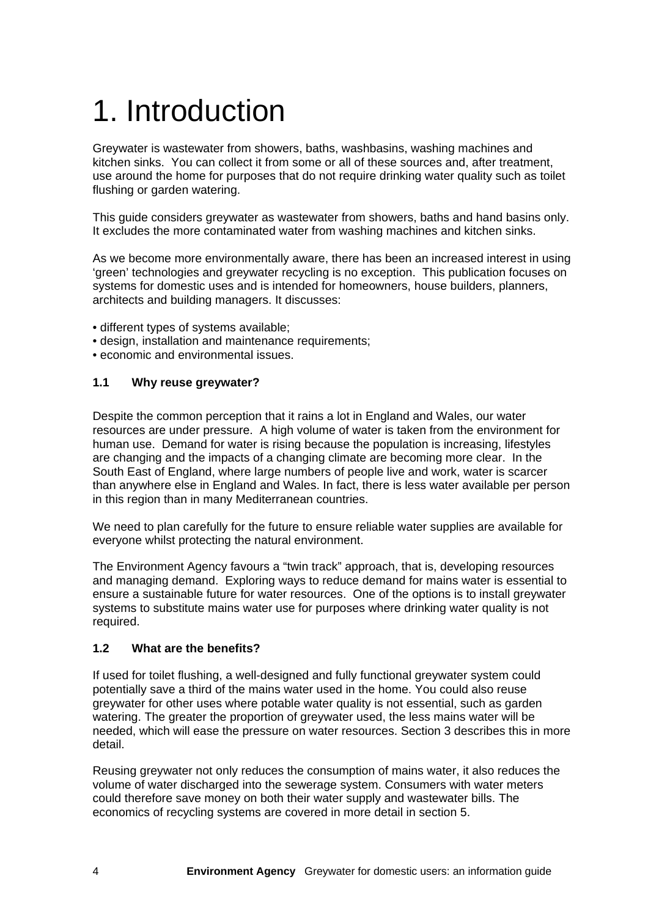# 1. Introduction

Greywater is wastewater from showers, baths, washbasins, washing machines and kitchen sinks. You can collect it from some or all of these sources and, after treatment, use around the home for purposes that do not require drinking water quality such as toilet flushing or garden watering.

This guide considers greywater as wastewater from showers, baths and hand basins only. It excludes the more contaminated water from washing machines and kitchen sinks.

As we become more environmentally aware, there has been an increased interest in using 'green' technologies and greywater recycling is no exception. This publication focuses on systems for domestic uses and is intended for homeowners, house builders, planners, architects and building managers. It discusses:

- different types of systems available;
- design, installation and maintenance requirements;
- economic and environmental issues.

### 1.1 Why reuse greywater?

Despite the common perception that it rains a lot in England and Wales, our water resources are under pressure. A high volume of water is taken from the environment for human use. Demand for water is rising because the population is increasing, lifestyles are changing and the impacts of a changing climate are becoming more clear. In the South East of England, where large numbers of people live and work, water is scarcer than anywhere else in England and Wales. In fact, there is less water available per person in this region than in many Mediterranean countries.

We need to plan carefully for the future to ensure reliable water supplies are available for everyone whilst protecting the natural environment.

The Environment Agency favours a "twin track" approach, that is, developing resources and managing demand. Exploring ways to reduce demand for mains water is essential to ensure a sustainable future for water resources. One of the options is to install greywater systems to substitute mains water use for purposes where drinking water quality is not required.

### 1.2 What are the benefits?

If used for toilet flushing, a well-designed and fully functional greywater system could potentially save a third of the mains water used in the home. You could also reuse greywater for other uses where potable water quality is not essential, such as garden watering. The greater the proportion of greywater used, the less mains water will be needed, which will ease the pressure on water resources. Section 3 describes this in more detail.

Reusing greywater not only reduces the consumption of mains water, it also reduces the volume of water discharged into the sewerage system. Consumers with water meters could therefore save money on both their water supply and wastewater bills. The economics of recycling systems are covered in more detail in section 5.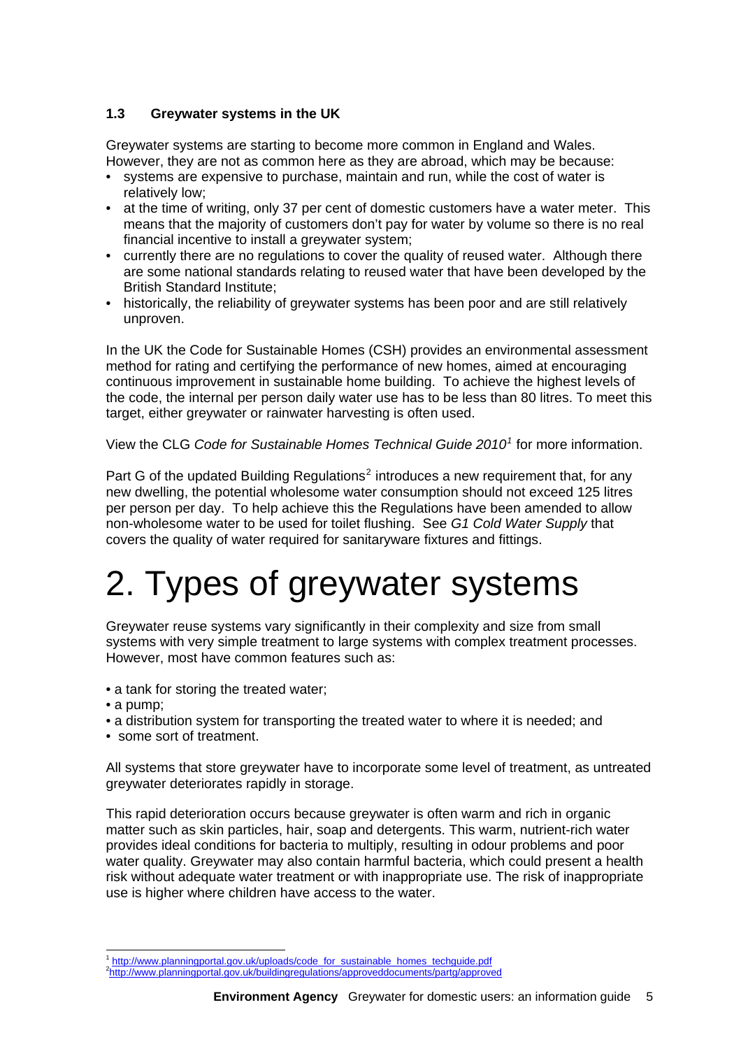### 1.3 Greywater systems in the UK

Greywater systems are starting to become more common in England and Wales. However, they are not as common here as they are abroad, which may be because:

- systems are expensive to purchase, maintain and run, while the cost of water is relatively low;
- at the time of writing, only 37 per cent of domestic customers have a water meter. This means that the majority of customers don't pay for water by volume so there is no real financial incentive to install a greywater system;
- currently there are no regulations to cover the quality of reused water. Although there are some national standards relating to reused water that have been developed by the British Standard Institute;
- historically, the reliability of greywater systems has been poor and are still relatively unproven.

In the UK the Code for Sustainable Homes (CSH) provides an environmental assessment method for rating and certifying the performance of new homes, aimed at encouraging continuous improvement in sustainable home building. To achieve the highest levels of the code, the internal per person daily water use has to be less than 80 litres. To meet this target, either greywater or rainwater harvesting is often used.

View the CLG *Code for Sustainable Homes Technical Guide 2010*[1] for more information.

Part G of the updated Building Regulations[2] introduces a new requirement that, for any new dwelling, the potential wholesome water consumption should not exceed 125 litres per person per day. To help achieve this the Regulations have been amended to allow non-wholesome water to be used for toilet flushing. See *G1 Cold Water Supply* that covers the quality of water required for sanitaryware fixtures and fittings.

# 2. Types of greywater systems

Greywater reuse systems vary significantly in their complexity and size from small systems with very simple treatment to large systems with complex treatment processes. However, most have common features such as:

- a tank for storing the treated water;
- a pump;
- a distribution system for transporting the treated water to where it is needed; and
- some sort of treatment.

All systems that store greywater have to incorporate some level of treatment, as untreated greywater deteriorates rapidly in storage.

This rapid deterioration occurs because greywater is often warm and rich in organic matter such as skin particles, hair, soap and detergents. This warm, nutrient-rich water provides ideal conditions for bacteria to multiply, resulting in odour problems and poor water quality. Greywater may also contain harmful bacteria, which could present a health risk without adequate water treatment or with inappropriate use. The risk of inappropriate use is higher where children have access to the water.

[1] http://www.planningportal.gov.uk/uploads/code_for_sustainable_homes_techguide.pdf

[2] http://www.planningportal.gov.uk/buildingregulations/approveddocuments/partg/approved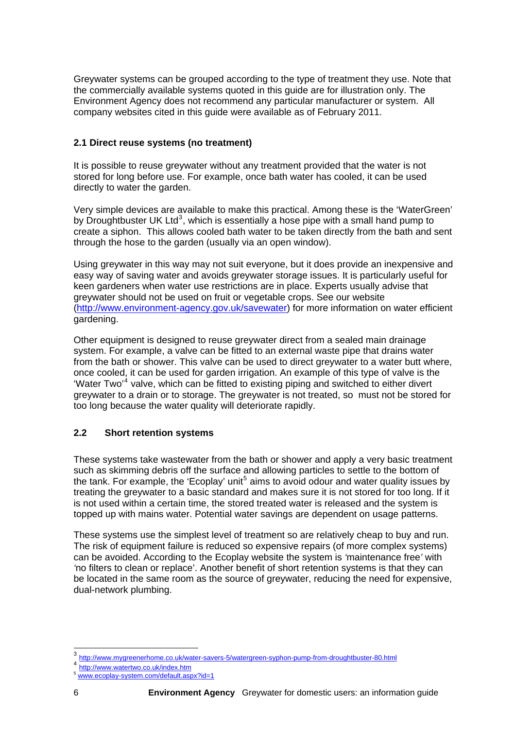Greywater systems can be grouped according to the type of treatment they use. Note that the commercially available systems quoted in this guide are for illustration only. The Environment Agency does not recommend any particular manufacturer or system. All company websites cited in this guide were available as of February 2011.

### 2.1 Direct reuse systems (no treatment)

It is possible to reuse greywater without any treatment provided that the water is not stored for long before use. For example, once bath water has cooled, it can be used directly to water the garden.

Very simple devices are available to make this practical. Among these is the 'WaterGreen' by Droughtbuster UK Ltd[3], which is essentially a hose pipe with a small hand pump to create a siphon. This allows cooled bath water to be taken directly from the bath and sent through the hose to the garden (usually via an open window).

Using greywater in this way may not suit everyone, but it does provide an inexpensive and easy way of saving water and avoids greywater storage issues. It is particularly useful for keen gardeners when water use restrictions are in place. Experts usually advise that greywater should not be used on fruit or vegetable crops. See our website (http://www.environment-agency.gov.uk/savewater) for more information on water efficient gardening.

Other equipment is designed to reuse greywater direct from a sealed main drainage system. For example, a valve can be fitted to an external waste pipe that drains water from the bath or shower. This valve can be used to direct greywater to a water butt where, once cooled, it can be used for garden irrigation. An example of this type of valve is the 'Water Two'[4] valve, which can be fitted to existing piping and switched to either divert greywater to a drain or to storage. The greywater is not treated, so must not be stored for too long because the water quality will deteriorate rapidly.

### 2.2 Short retention systems

These systems take wastewater from the bath or shower and apply a very basic treatment such as skimming debris off the surface and allowing particles to settle to the bottom of the tank. For example, the 'Ecoplay' unit[5] aims to avoid odour and water quality issues by treating the greywater to a basic standard and makes sure it is not stored for too long. If it is not used within a certain time, the stored treated water is released and the system is topped up with mains water. Potential water savings are dependent on usage patterns.

These systems use the simplest level of treatment so are relatively cheap to buy and run. The risk of equipment failure is reduced so expensive repairs (of more complex systems) can be avoided. According to the Ecoplay website the system is *'maintenance free'* with *'no filters to clean or replace'*. Another benefit of short retention systems is that they can be located in the same room as the source of greywater, reducing the need for expensive, dual-network plumbing.

---

[3] http://www.mygreenerhome.co.uk/water-savers-5/watergreen-syphon-pump-from-droughtbuster-80.html

[4] http://www.watertwo.co.uk/index.htm

[5] www.ecoplay-system.com/default.aspx?id=1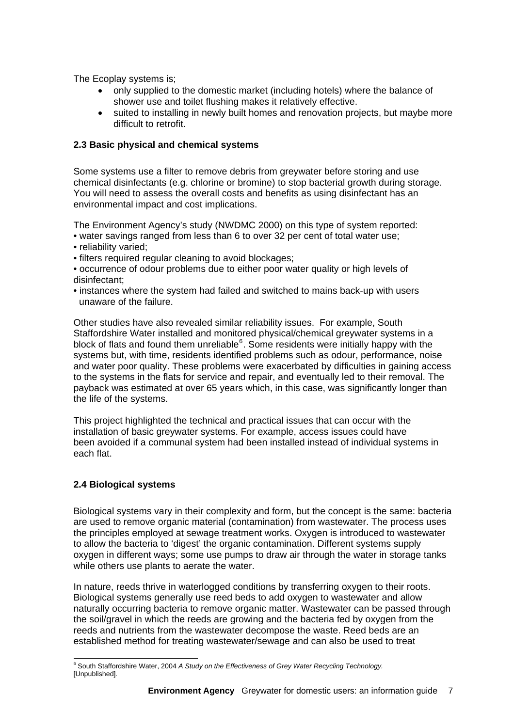The Ecoplay systems is;

- only supplied to the domestic market (including hotels) where the balance of shower use and toilet flushing makes it relatively effective.
- suited to installing in newly built homes and renovation projects, but maybe more difficult to retrofit.

### 2.3 Basic physical and chemical systems

Some systems use a filter to remove debris from greywater before storing and use chemical disinfectants (e.g. chlorine or bromine) to stop bacterial growth during storage. You will need to assess the overall costs and benefits as using disinfectant has an environmental impact and cost implications.

The Environment Agency's study (NWDMC 2000) on this type of system reported:

- water savings ranged from less than 6 to over 32 per cent of total water use;
- reliability varied;
- filters required regular cleaning to avoid blockages;
- occurrence of odour problems due to either poor water quality or high levels of disinfectant;
- instances where the system had failed and switched to mains back-up with users unaware of the failure.

Other studies have also revealed similar reliability issues. For example, South Staffordshire Water installed and monitored physical/chemical greywater systems in a block of flats and found them unreliable[6]. Some residents were initially happy with the systems but, with time, residents identified problems such as odour, performance, noise and water poor quality. These problems were exacerbated by difficulties in gaining access to the systems in the flats for service and repair, and eventually led to their removal. The payback was estimated at over 65 years which, in this case, was significantly longer than the life of the systems.

This project highlighted the technical and practical issues that can occur with the installation of basic greywater systems. For example, access issues could have been avoided if a communal system had been installed instead of individual systems in each flat.

### 2.4 Biological systems

Biological systems vary in their complexity and form, but the concept is the same: bacteria are used to remove organic material (contamination) from wastewater. The process uses the principles employed at sewage treatment works. Oxygen is introduced to wastewater to allow the bacteria to 'digest' the organic contamination. Different systems supply oxygen in different ways; some use pumps to draw air through the water in storage tanks while others use plants to aerate the water.

In nature, reeds thrive in waterlogged conditions by transferring oxygen to their roots. Biological systems generally use reed beds to add oxygen to wastewater and allow naturally occurring bacteria to remove organic matter. Wastewater can be passed through the soil/gravel in which the reeds are growing and the bacteria fed by oxygen from the reeds and nutrients from the wastewater decompose the waste. Reed beds are an established method for treating wastewater/sewage and can also be used to treat

---

[6] South Staffordshire Water, 2004 *A Study on the Effectiveness of Grey Water Recycling Technology.* [Unpublished].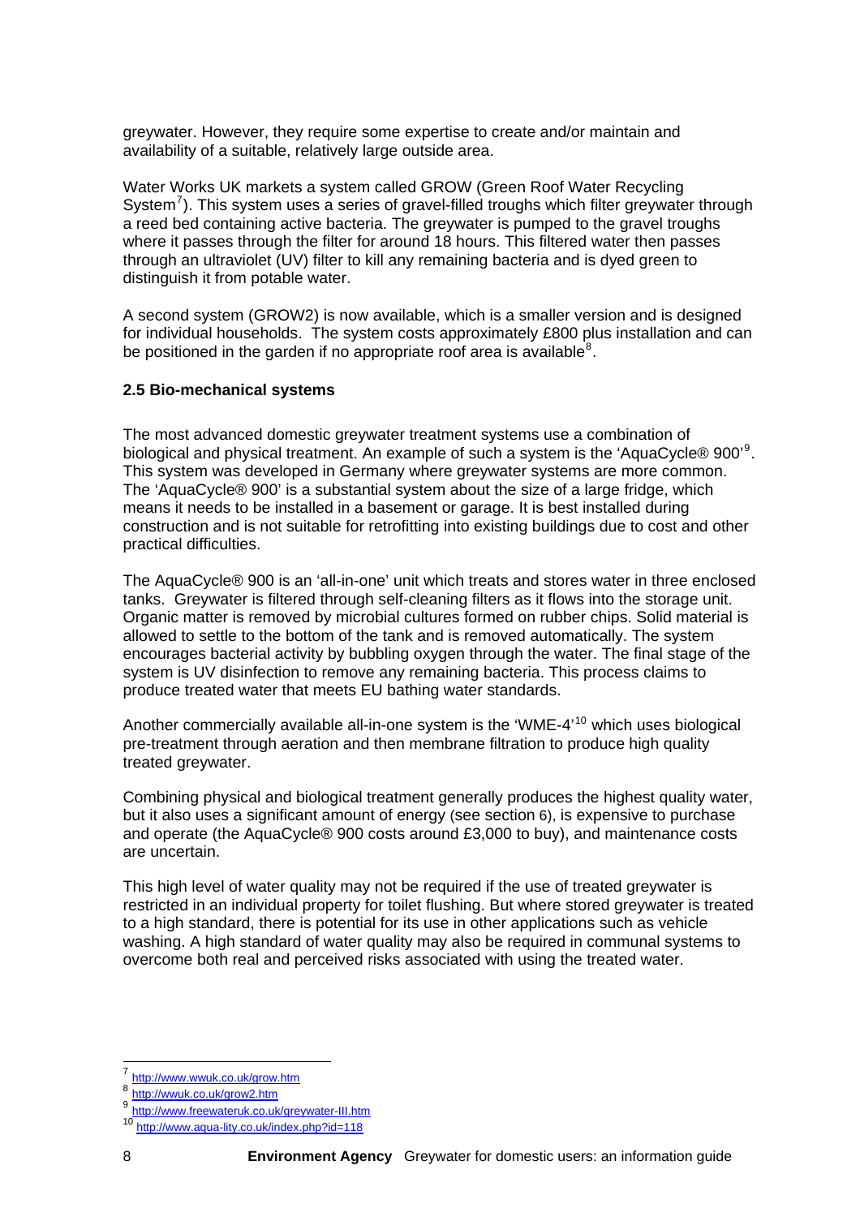greywater. However, they require some expertise to create and/or maintain and availability of a suitable, relatively large outside area.

Water Works UK markets a system called GROW (Green Roof Water Recycling System[7]). This system uses a series of gravel-filled troughs which filter greywater through a reed bed containing active bacteria. The greywater is pumped to the gravel troughs where it passes through the filter for around 18 hours. This filtered water then passes through an ultraviolet (UV) filter to kill any remaining bacteria and is dyed green to distinguish it from potable water.

A second system (GROW2) is now available, which is a smaller version and is designed for individual households. The system costs approximately £800 plus installation and can be positioned in the garden if no appropriate roof area is available[8].

### 2.5 Bio-mechanical systems

The most advanced domestic greywater treatment systems use a combination of biological and physical treatment. An example of such a system is the 'AquaCycle® 900'[9]. This system was developed in Germany where greywater systems are more common. The 'AquaCycle® 900' is a substantial system about the size of a large fridge, which means it needs to be installed in a basement or garage. It is best installed during construction and is not suitable for retrofitting into existing buildings due to cost and other practical difficulties.

The AquaCycle® 900 is an 'all-in-one' unit which treats and stores water in three enclosed tanks. Greywater is filtered through self-cleaning filters as it flows into the storage unit. Organic matter is removed by microbial cultures formed on rubber chips. Solid material is allowed to settle to the bottom of the tank and is removed automatically. The system encourages bacterial activity by bubbling oxygen through the water. The final stage of the system is UV disinfection to remove any remaining bacteria. This process claims to produce treated water that meets EU bathing water standards.

Another commercially available all-in-one system is the 'WME-4'[10] which uses biological pre-treatment through aeration and then membrane filtration to produce high quality treated greywater.

Combining physical and biological treatment generally produces the highest quality water, but it also uses a significant amount of energy (see section 6), is expensive to purchase and operate (the AquaCycle® 900 costs around £3,000 to buy), and maintenance costs are uncertain.

This high level of water quality may not be required if the use of treated greywater is restricted in an individual property for toilet flushing. But where stored greywater is treated to a high standard, there is potential for its use in other applications such as vehicle washing. A high standard of water quality may also be required in communal systems to overcome both real and perceived risks associated with using the treated water.

---

[7] http://www.wwuk.co.uk/grow.htm

[8] http://wwuk.co.uk/grow2.htm

[9] http://www.freewateruk.co.uk/greywater-III.htm

[10] http://www.aqua-lity.co.uk/index.php?id=118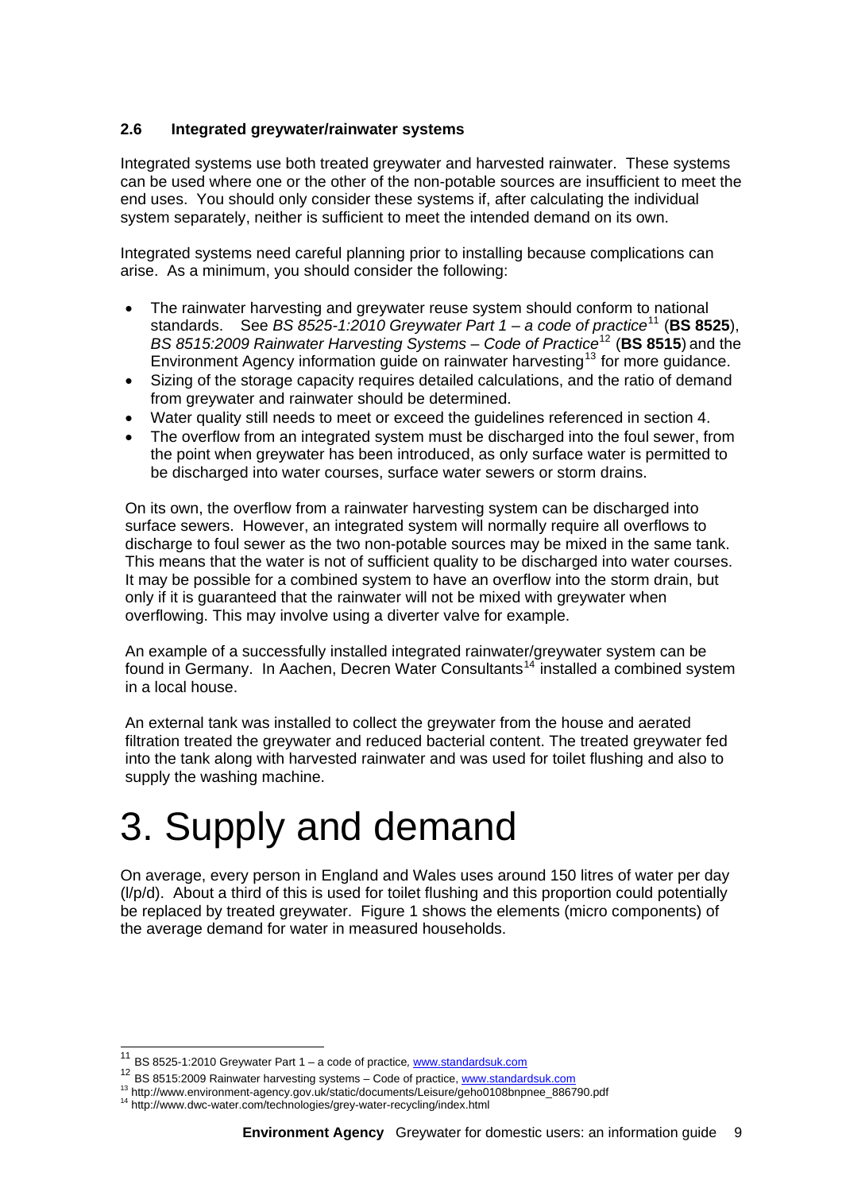### 2.6 Integrated greywater/rainwater systems

Integrated systems use both treated greywater and harvested rainwater. These systems can be used where one or the other of the non-potable sources are insufficient to meet the end uses. You should only consider these systems if, after calculating the individual system separately, neither is sufficient to meet the intended demand on its own.

Integrated systems need careful planning prior to installing because complications can arise. As a minimum, you should consider the following:

- The rainwater harvesting and greywater reuse system should conform to national standards. See *BS 8525-1:2010 Greywater Part 1 – a code of practice*[11] (**BS 8525**), *BS 8515:2009 Rainwater Harvesting Systems – Code of Practice*[12] (**BS 8515**) and the Environment Agency information guide on rainwater harvesting[13] for more guidance.
- Sizing of the storage capacity requires detailed calculations, and the ratio of demand from greywater and rainwater should be determined.
- Water quality still needs to meet or exceed the guidelines referenced in section 4.
- The overflow from an integrated system must be discharged into the foul sewer, from the point when greywater has been introduced, as only surface water is permitted to be discharged into water courses, surface water sewers or storm drains.

On its own, the overflow from a rainwater harvesting system can be discharged into surface sewers. However, an integrated system will normally require all overflows to discharge to foul sewer as the two non-potable sources may be mixed in the same tank. This means that the water is not of sufficient quality to be discharged into water courses. It may be possible for a combined system to have an overflow into the storm drain, but only if it is guaranteed that the rainwater will not be mixed with greywater when overflowing. This may involve using a diverter valve for example.

An example of a successfully installed integrated rainwater/greywater system can be found in Germany. In Aachen, Decren Water Consultants[14] installed a combined system in a local house.

An external tank was installed to collect the greywater from the house and aerated filtration treated the greywater and reduced bacterial content. The treated greywater fed into the tank along with harvested rainwater and was used for toilet flushing and also to supply the washing machine.

# 3. Supply and demand

On average, every person in England and Wales uses around 150 litres of water per day (l/p/d). About a third of this is used for toilet flushing and this proportion could potentially be replaced by treated greywater. Figure 1 shows the elements (micro components) of the average demand for water in measured households.

---

[11] BS 8525-1:2010 Greywater Part 1 – a code of practice, www.standardsuk.com

[12] BS 8515:2009 Rainwater harvesting systems – Code of practice, www.standardsuk.com

[13] http://www.environment-agency.gov.uk/static/documents/Leisure/geho0108bnpnee_886790.pdf

[14] http://www.dwc-water.com/technologies/grey-water-recycling/index.html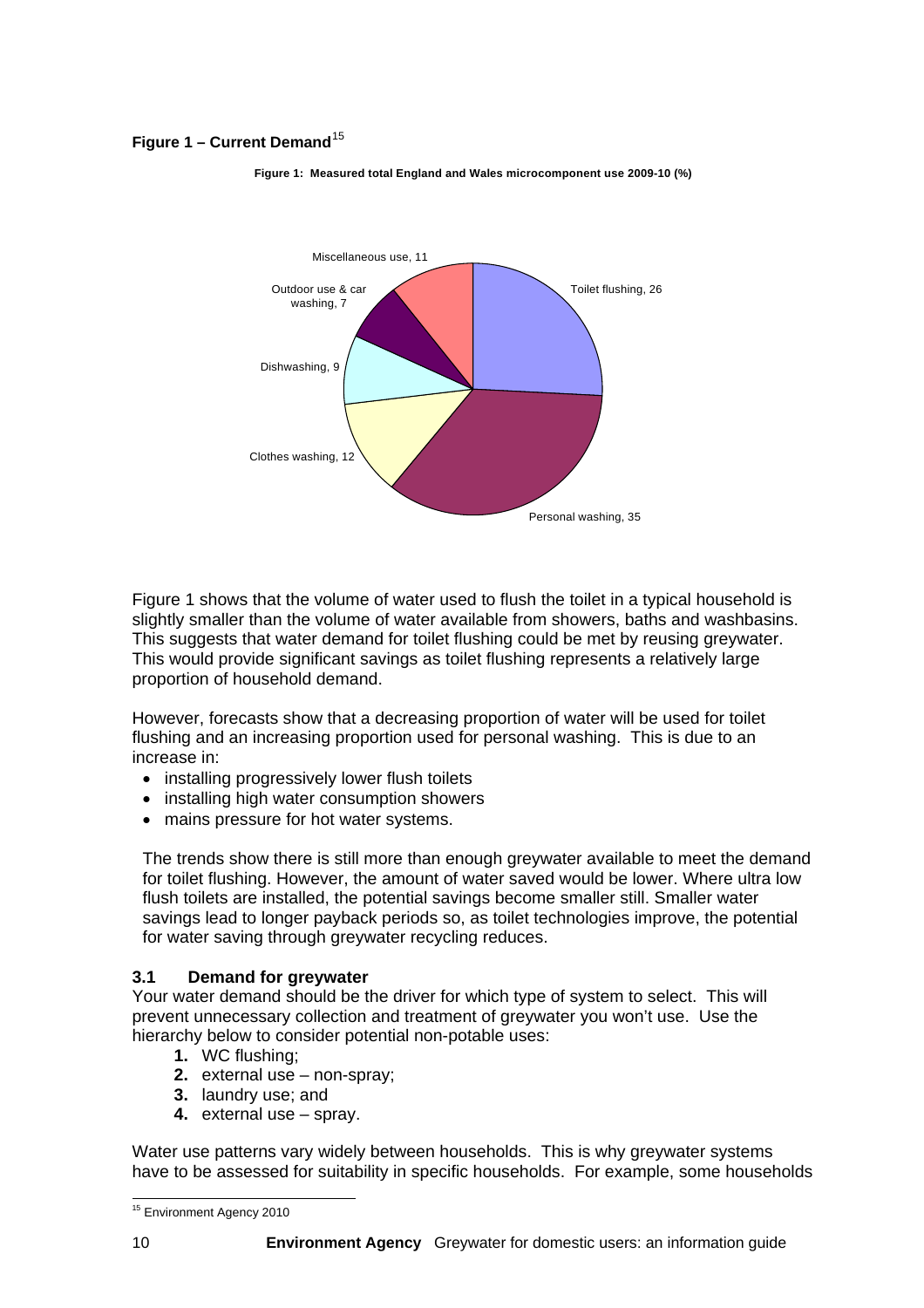**Figure 1 – Current Demand**[15]

**Figure 1: Measured total England and Wales microcomponent use 2009-10 (%)**

Miscellaneous use, 11

Outdoor use & car washing, 7

Dishwashing, 9

Clothes washing, 12

Personal washing, 35

Toilet flushing, 26

Figure 1 shows that the volume of water used to flush the toilet in a typical household is slightly smaller than the volume of water available from showers, baths and washbasins. This suggests that water demand for toilet flushing could be met by reusing greywater. This would provide significant savings as toilet flushing represents a relatively large proportion of household demand.

However, forecasts show that a decreasing proportion of water will be used for toilet flushing and an increasing proportion used for personal washing. This is due to an increase in:

- installing progressively lower flush toilets
- installing high water consumption showers
- mains pressure for hot water systems.

The trends show there is still more than enough greywater available to meet the demand for toilet flushing. However, the amount of water saved would be lower. Where ultra low flush toilets are installed, the potential savings become smaller still. Smaller water savings lead to longer payback periods so, as toilet technologies improve, the potential for water saving through greywater recycling reduces.

### 3.1 Demand for greywater

Your water demand should be the driver for which type of system to select. This will prevent unnecessary collection and treatment of greywater you won't use. Use the hierarchy below to consider potential non-potable uses:

1. WC flushing;
2. external use – non-spray;
3. laundry use; and
4. external use – spray.

Water use patterns vary widely between households. This is why greywater systems have to be assessed for suitability in specific households. For example, some households

[15] Environment Agency 2010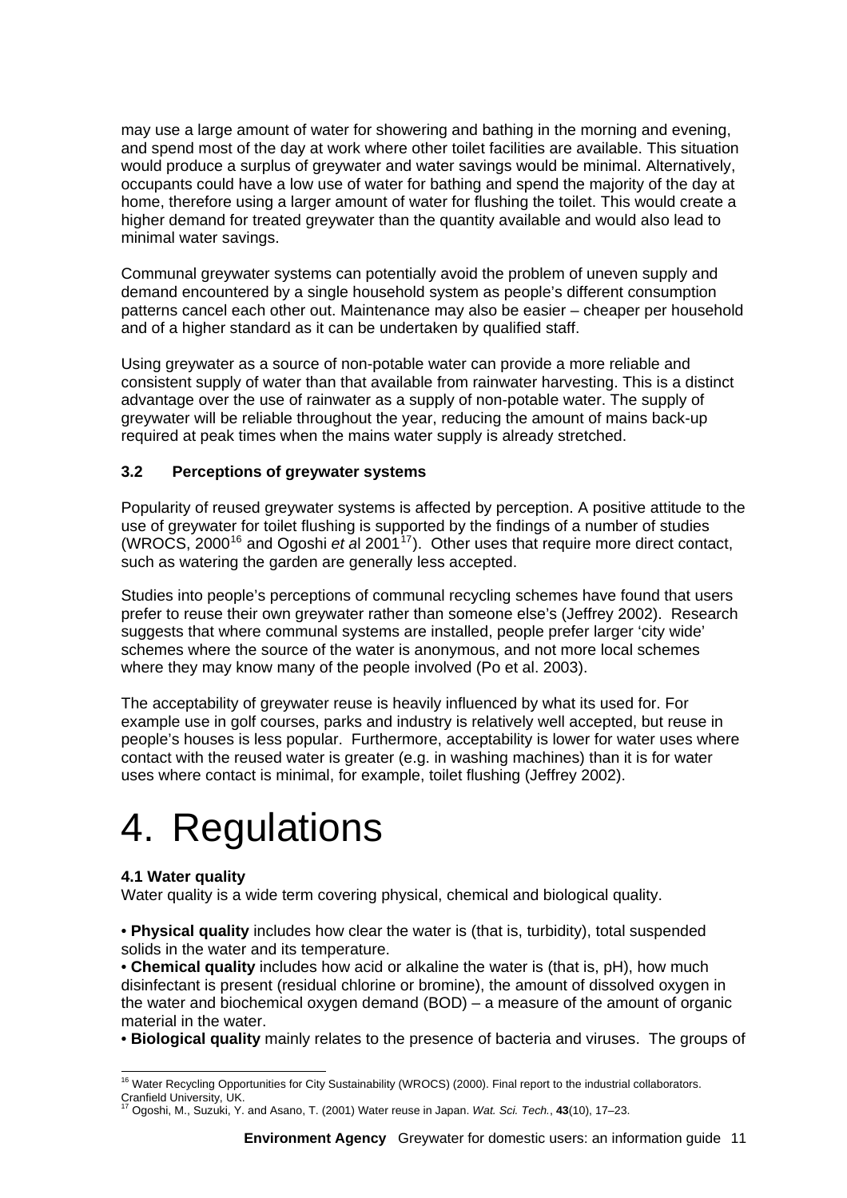may use a large amount of water for showering and bathing in the morning and evening, and spend most of the day at work where other toilet facilities are available. This situation would produce a surplus of greywater and water savings would be minimal. Alternatively, occupants could have a low use of water for bathing and spend the majority of the day at home, therefore using a larger amount of water for flushing the toilet. This would create a higher demand for treated greywater than the quantity available and would also lead to minimal water savings.

Communal greywater systems can potentially avoid the problem of uneven supply and demand encountered by a single household system as people's different consumption patterns cancel each other out. Maintenance may also be easier – cheaper per household and of a higher standard as it can be undertaken by qualified staff.

Using greywater as a source of non-potable water can provide a more reliable and consistent supply of water than that available from rainwater harvesting. This is a distinct advantage over the use of rainwater as a supply of non-potable water. The supply of greywater will be reliable throughout the year, reducing the amount of mains back-up required at peak times when the mains water supply is already stretched.

### 3.2 Perceptions of greywater systems

Popularity of reused greywater systems is affected by perception. A positive attitude to the use of greywater for toilet flushing is supported by the findings of a number of studies (WROCS, 2000[16] and Ogoshi *et a*l 2001[17]). Other uses that require more direct contact, such as watering the garden are generally less accepted.

Studies into people's perceptions of communal recycling schemes have found that users prefer to reuse their own greywater rather than someone else's (Jeffrey 2002). Research suggests that where communal systems are installed, people prefer larger 'city wide' schemes where the source of the water is anonymous, and not more local schemes where they may know many of the people involved (Po et al. 2003).

The acceptability of greywater reuse is heavily influenced by what its used for. For example use in golf courses, parks and industry is relatively well accepted, but reuse in people's houses is less popular. Furthermore, acceptability is lower for water uses where contact with the reused water is greater (e.g. in washing machines) than it is for water uses where contact is minimal, for example, toilet flushing (Jeffrey 2002).

# 4. Regulations

**4.1 Water quality**

Water quality is a wide term covering physical, chemical and biological quality.

- **Physical quality** includes how clear the water is (that is, turbidity), total suspended solids in the water and its temperature.
- **Chemical quality** includes how acid or alkaline the water is (that is, pH), how much disinfectant is present (residual chlorine or bromine), the amount of dissolved oxygen in the water and biochemical oxygen demand (BOD) – a measure of the amount of organic material in the water.
- **Biological quality** mainly relates to the presence of bacteria and viruses. The groups of

---

[16] Water Recycling Opportunities for City Sustainability (WROCS) (2000). Final report to the industrial collaborators. Cranfield University, UK.

[17] Ogoshi, M., Suzuki, Y. and Asano, T. (2001) Water reuse in Japan. *Wat. Sci. Tech.*, **43**(10), 17–23.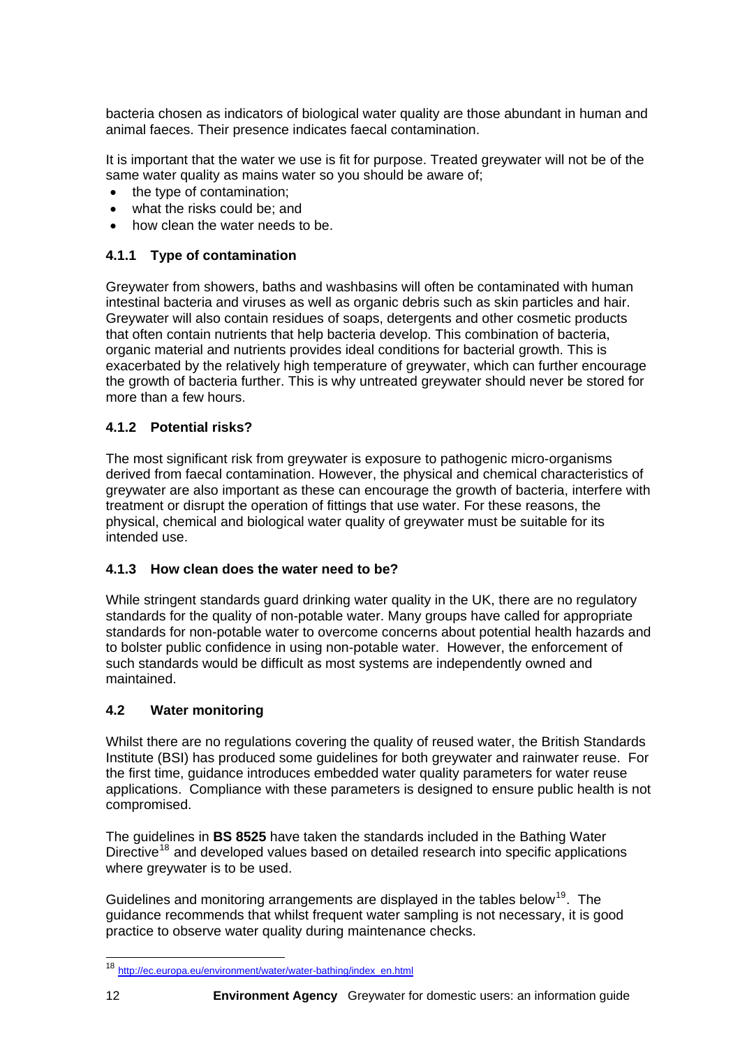bacteria chosen as indicators of biological water quality are those abundant in human and animal faeces. Their presence indicates faecal contamination.

It is important that the water we use is fit for purpose. Treated greywater will not be of the same water quality as mains water so you should be aware of;

- the type of contamination;
- what the risks could be; and
- how clean the water needs to be.

### 4.1.1 Type of contamination

Greywater from showers, baths and washbasins will often be contaminated with human intestinal bacteria and viruses as well as organic debris such as skin particles and hair. Greywater will also contain residues of soaps, detergents and other cosmetic products that often contain nutrients that help bacteria develop. This combination of bacteria, organic material and nutrients provides ideal conditions for bacterial growth. This is exacerbated by the relatively high temperature of greywater, which can further encourage the growth of bacteria further. This is why untreated greywater should never be stored for more than a few hours.

### 4.1.2 Potential risks?

The most significant risk from greywater is exposure to pathogenic micro-organisms derived from faecal contamination. However, the physical and chemical characteristics of greywater are also important as these can encourage the growth of bacteria, interfere with treatment or disrupt the operation of fittings that use water. For these reasons, the physical, chemical and biological water quality of greywater must be suitable for its intended use.

### 4.1.3 How clean does the water need to be?

While stringent standards guard drinking water quality in the UK, there are no regulatory standards for the quality of non-potable water. Many groups have called for appropriate standards for non-potable water to overcome concerns about potential health hazards and to bolster public confidence in using non-potable water. However, the enforcement of such standards would be difficult as most systems are independently owned and maintained.

## 4.2 Water monitoring

Whilst there are no regulations covering the quality of reused water, the British Standards Institute (BSI) has produced some guidelines for both greywater and rainwater reuse. For the first time, guidance introduces embedded water quality parameters for water reuse applications. Compliance with these parameters is designed to ensure public health is not compromised.

The guidelines in **BS 8525** have taken the standards included in the Bathing Water Directive[18] and developed values based on detailed research into specific applications where greywater is to be used.

Guidelines and monitoring arrangements are displayed in the tables below[19]. The guidance recommends that whilst frequent water sampling is not necessary, it is good practice to observe water quality during maintenance checks.

---

[18] http://ec.europa.eu/environment/water/water-bathing/index_en.html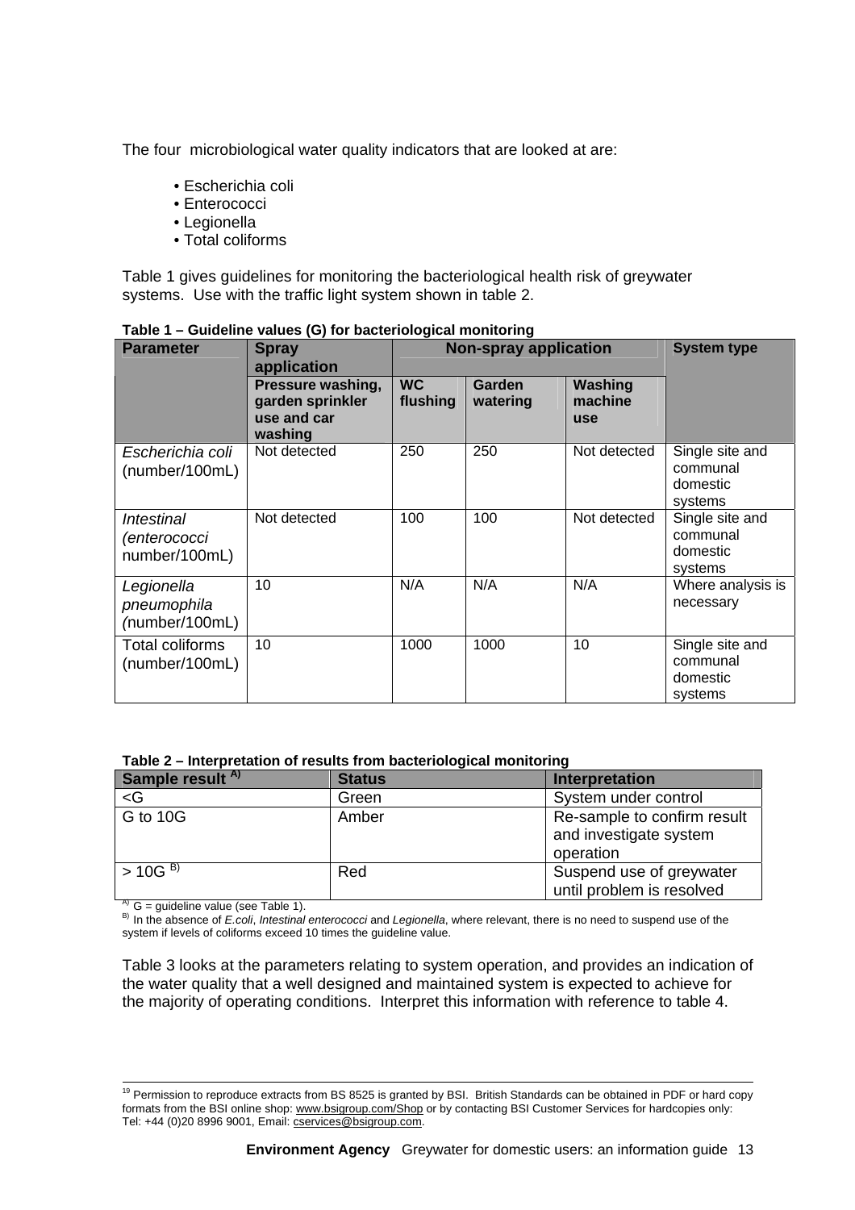The four microbiological water quality indicators that are looked at are:

- Escherichia coli
- Enterococci
- Legionella
- Total coliforms

Table 1 gives guidelines for monitoring the bacteriological health risk of greywater systems. Use with the traffic light system shown in table 2.

**Table 1 – Guideline values (G) for bacteriological monitoring**

| Parameter | Spray application | Non-spray application | | | System type |
|---|---|---|---|---|---|
| | Pressure washing, garden sprinkler use and car washing | WC flushing | Garden watering | Washing machine use | |
| *Escherichia coli* (number/100mL) | Not detected | 250 | 250 | Not detected | Single site and communal domestic systems |
| *Intestinal (enterococci* number/100mL) | Not detected | 100 | 100 | Not detected | Single site and communal domestic systems |
| *Legionella pneumophila (*number/100mL) | 10 | N/A | N/A | N/A | Where analysis is necessary |
| Total coliforms (number/100mL) | 10 | 1000 | 1000 | 10 | Single site and communal domestic systems |

**Table 2 – Interpretation of results from bacteriological monitoring**

| Sample result [A)] | Status | Interpretation |
|---|---|---|
| <G | Green | System under control |
| G to 10G | Amber | Re-sample to confirm result and investigate system operation |
| > 10G [B)] | Red | Suspend use of greywater until problem is resolved |

[A)] G = guideline value (see Table 1).
[B)] In the absence of *E.coli*, *Intestinal enterococci* and *Legionella*, where relevant, there is no need to suspend use of the system if levels of coliforms exceed 10 times the guideline value.

Table 3 looks at the parameters relating to system operation, and provides an indication of the water quality that a well designed and maintained system is expected to achieve for the majority of operating conditions. Interpret this information with reference to table 4.

[19] Permission to reproduce extracts from BS 8525 is granted by BSI. British Standards can be obtained in PDF or hard copy formats from the BSI online shop: www.bsigroup.com/Shop or by contacting BSI Customer Services for hardcopies only: Tel: +44 (0)20 8996 9001, Email: cservices@bsigroup.com.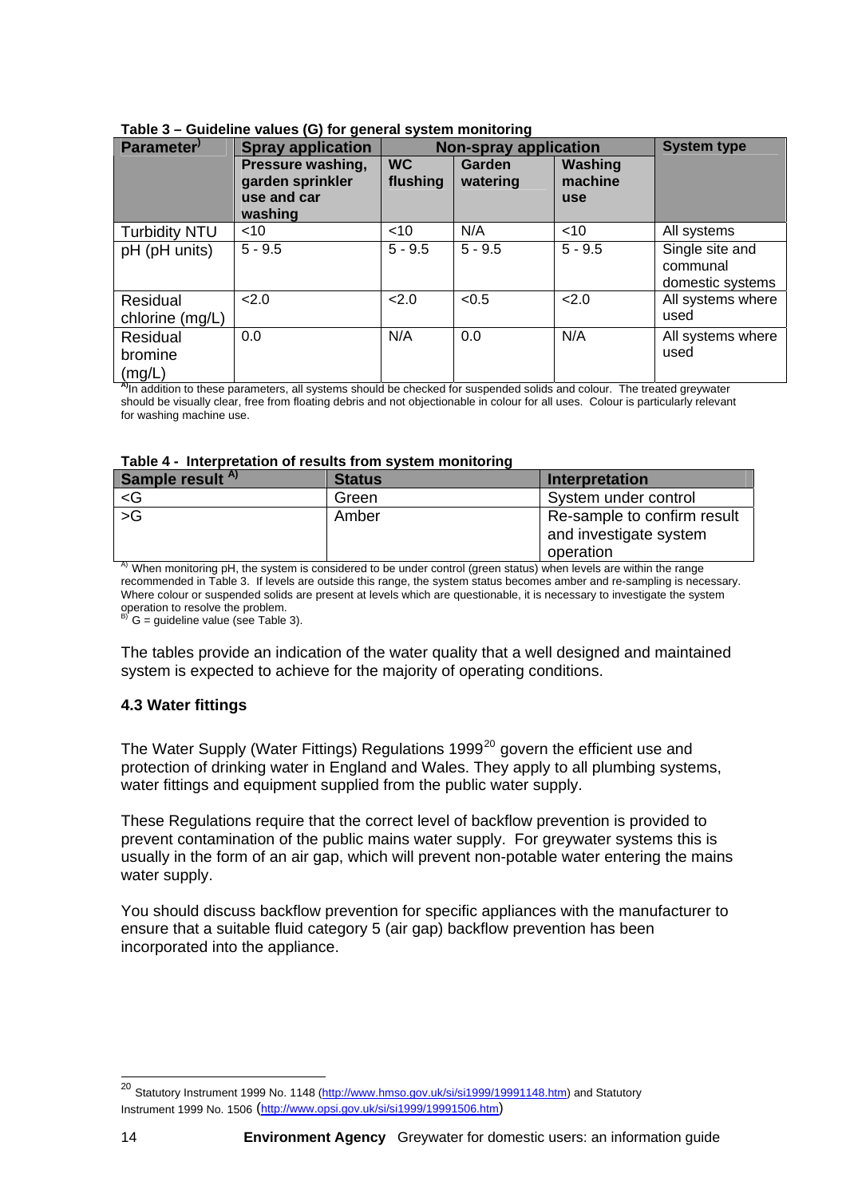**Table 3 – Guideline values (G) for general system monitoring**

| Parameter[A)] | Spray application | Non-spray application | | | System type |
|---|---|---|---|---|---|
| | Pressure washing, garden sprinkler use and car washing | WC flushing | Garden watering | Washing machine use | |
| Turbidity NTU | <10 | <10 | N/A | <10 | All systems |
| pH (pH units) | 5 - 9.5 | 5 - 9.5 | 5 - 9.5 | 5 - 9.5 | Single site and communal domestic systems |
| Residual chlorine (mg/L) | <2.0 | <2.0 | <0.5 | <2.0 | All systems where used |
| Residual bromine (mg/L) | 0.0 | N/A | 0.0 | N/A | All systems where used |

[A)] In addition to these parameters, all systems should be checked for suspended solids and colour. The treated greywater should be visually clear, free from floating debris and not objectionable in colour for all uses. Colour is particularly relevant for washing machine use.

**Table 4 - Interpretation of results from system monitoring**

| Sample result [A)] | Status | Interpretation |
|---|---|---|
| <G | Green | System under control |
| >G | Amber | Re-sample to confirm result and investigate system operation |

[A)] When monitoring pH, the system is considered to be under control (green status) when levels are within the range recommended in Table 3. If levels are outside this range, the system status becomes amber and re-sampling is necessary. Where colour or suspended solids are present at levels which are questionable, it is necessary to investigate the system operation to resolve the problem.
[B)] G = guideline value (see Table 3).

The tables provide an indication of the water quality that a well designed and maintained system is expected to achieve for the majority of operating conditions.

### 4.3 Water fittings

The Water Supply (Water Fittings) Regulations 1999[20] govern the efficient use and protection of drinking water in England and Wales. They apply to all plumbing systems, water fittings and equipment supplied from the public water supply.

These Regulations require that the correct level of backflow prevention is provided to prevent contamination of the public mains water supply. For greywater systems this is usually in the form of an air gap, which will prevent non-potable water entering the mains water supply.

You should discuss backflow prevention for specific appliances with the manufacturer to ensure that a suitable fluid category 5 (air gap) backflow prevention has been incorporated into the appliance.

---

[20] Statutory Instrument 1999 No. 1148 (http://www.hmso.gov.uk/si/si1999/19991148.htm) and Statutory Instrument 1999 No. 1506 (http://www.opsi.gov.uk/si/si1999/19991506.htm)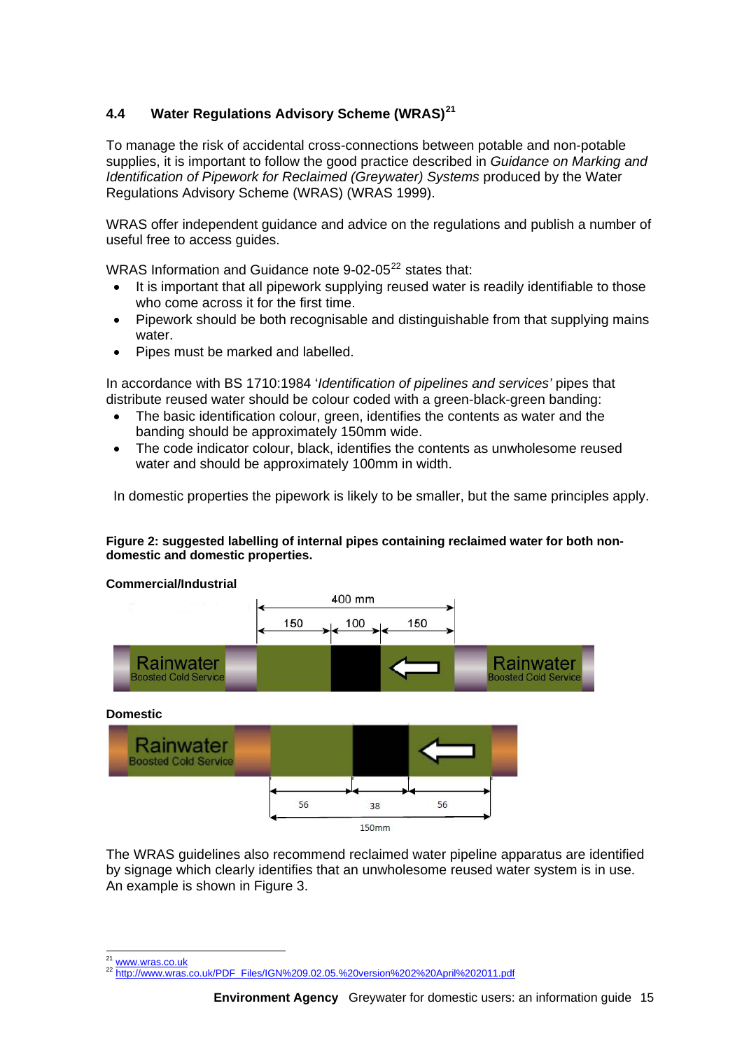### 4.4 Water Regulations Advisory Scheme (WRAS)[21]

To manage the risk of accidental cross-connections between potable and non-potable supplies, it is important to follow the good practice described in *Guidance on Marking and Identification of Pipework for Reclaimed (Greywater) Systems* produced by the Water Regulations Advisory Scheme (WRAS) (WRAS 1999).

WRAS offer independent guidance and advice on the regulations and publish a number of useful free to access guides.

WRAS Information and Guidance note 9-02-05[22] states that:

- It is important that all pipework supplying reused water is readily identifiable to those who come across it for the first time.
- Pipework should be both recognisable and distinguishable from that supplying mains water.
- Pipes must be marked and labelled.

In accordance with BS 1710:1984 '*Identification of pipelines and services'* pipes that distribute reused water should be colour coded with a green-black-green banding:

- The basic identification colour, green, identifies the contents as water and the banding should be approximately 150mm wide.
- The code indicator colour, black, identifies the contents as unwholesome reused water and should be approximately 100mm in width.

In domestic properties the pipework is likely to be smaller, but the same principles apply.

**Figure 2: suggested labelling of internal pipes containing reclaimed water for both non-domestic and domestic properties.**

**Commercial/Industrial**

400 mm

150 | 100 | 150

Rainwater Boosted Cold Service — Rainwater Boosted Cold Service

**Domestic**

Rainwater Boosted Cold Service

56 | 38 | 56

150mm

The WRAS guidelines also recommend reclaimed water pipeline apparatus are identified by signage which clearly identifies that an unwholesome reused water system is in use. An example is shown in Figure 3.

[21] www.wras.co.uk

[22] http://www.wras.co.uk/PDF_Files/IGN%209.02.05.%20version%202%20April%202011.pdf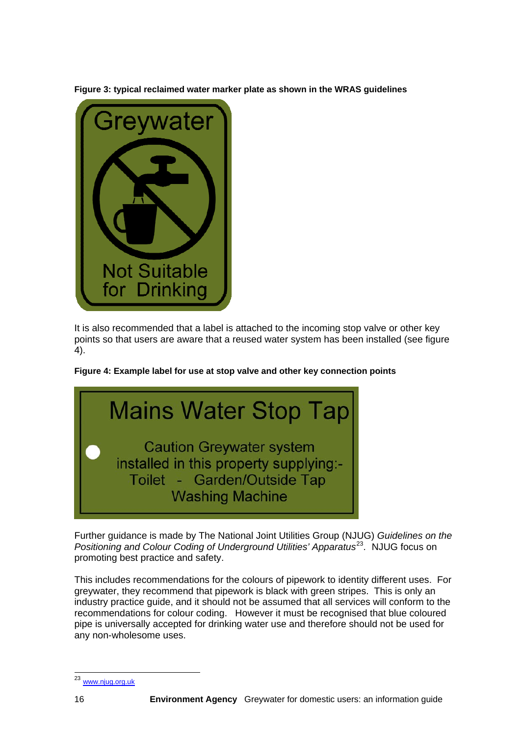**Figure 3: typical reclaimed water marker plate as shown in the WRAS guidelines**

Greywater

Not Suitable for Drinking

It is also recommended that a label is attached to the incoming stop valve or other key points so that users are aware that a reused water system has been installed (see figure 4).

**Figure 4: Example label for use at stop valve and other key connection points**

Mains Water Stop Tap

Caution Greywater system installed in this property supplying:- Toilet - Garden/Outside Tap Washing Machine

Further guidance is made by The National Joint Utilities Group (NJUG) *Guidelines on the Positioning and Colour Coding of Underground Utilities' Apparatus*[23]. NJUG focus on promoting best practice and safety.

This includes recommendations for the colours of pipework to identity different uses. For greywater, they recommend that pipework is black with green stripes. This is only an industry practice guide, and it should not be assumed that all services will conform to the recommendations for colour coding. However it must be recognised that blue coloured pipe is universally accepted for drinking water use and therefore should not be used for any non-wholesome uses.

---

[23] www.njug.org.uk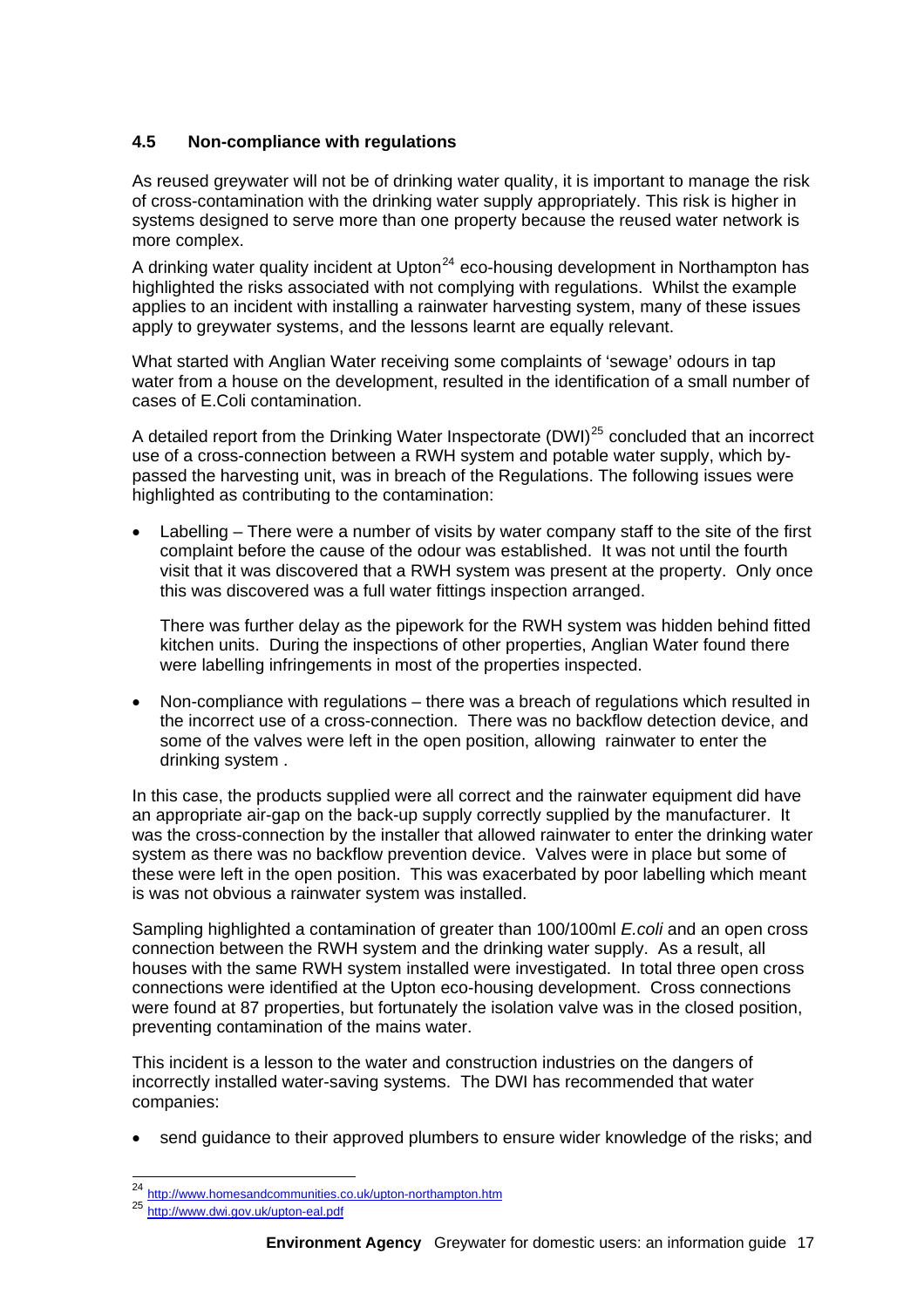### 4.5 Non-compliance with regulations

As reused greywater will not be of drinking water quality, it is important to manage the risk of cross-contamination with the drinking water supply appropriately. This risk is higher in systems designed to serve more than one property because the reused water network is more complex.

A drinking water quality incident at Upton[24] eco-housing development in Northampton has highlighted the risks associated with not complying with regulations. Whilst the example applies to an incident with installing a rainwater harvesting system, many of these issues apply to greywater systems, and the lessons learnt are equally relevant.

What started with Anglian Water receiving some complaints of 'sewage' odours in tap water from a house on the development, resulted in the identification of a small number of cases of E.Coli contamination.

A detailed report from the Drinking Water Inspectorate (DWI)[25] concluded that an incorrect use of a cross-connection between a RWH system and potable water supply, which by-passed the harvesting unit, was in breach of the Regulations. The following issues were highlighted as contributing to the contamination:

- Labelling – There were a number of visits by water company staff to the site of the first complaint before the cause of the odour was established. It was not until the fourth visit that it was discovered that a RWH system was present at the property. Only once this was discovered was a full water fittings inspection arranged.

  There was further delay as the pipework for the RWH system was hidden behind fitted kitchen units. During the inspections of other properties, Anglian Water found there were labelling infringements in most of the properties inspected.

- Non-compliance with regulations – there was a breach of regulations which resulted in the incorrect use of a cross-connection. There was no backflow detection device, and some of the valves were left in the open position, allowing rainwater to enter the drinking system .

In this case, the products supplied were all correct and the rainwater equipment did have an appropriate air-gap on the back-up supply correctly supplied by the manufacturer. It was the cross-connection by the installer that allowed rainwater to enter the drinking water system as there was no backflow prevention device. Valves were in place but some of these were left in the open position. This was exacerbated by poor labelling which meant is was not obvious a rainwater system was installed.

Sampling highlighted a contamination of greater than 100/100ml *E.coli* and an open cross connection between the RWH system and the drinking water supply. As a result, all houses with the same RWH system installed were investigated. In total three open cross connections were identified at the Upton eco-housing development. Cross connections were found at 87 properties, but fortunately the isolation valve was in the closed position, preventing contamination of the mains water.

This incident is a lesson to the water and construction industries on the dangers of incorrectly installed water-saving systems. The DWI has recommended that water companies:

- send guidance to their approved plumbers to ensure wider knowledge of the risks; and

---

[24] http://www.homesandcommunities.co.uk/upton-northampton.htm

[25] http://www.dwi.gov.uk/upton-eal.pdf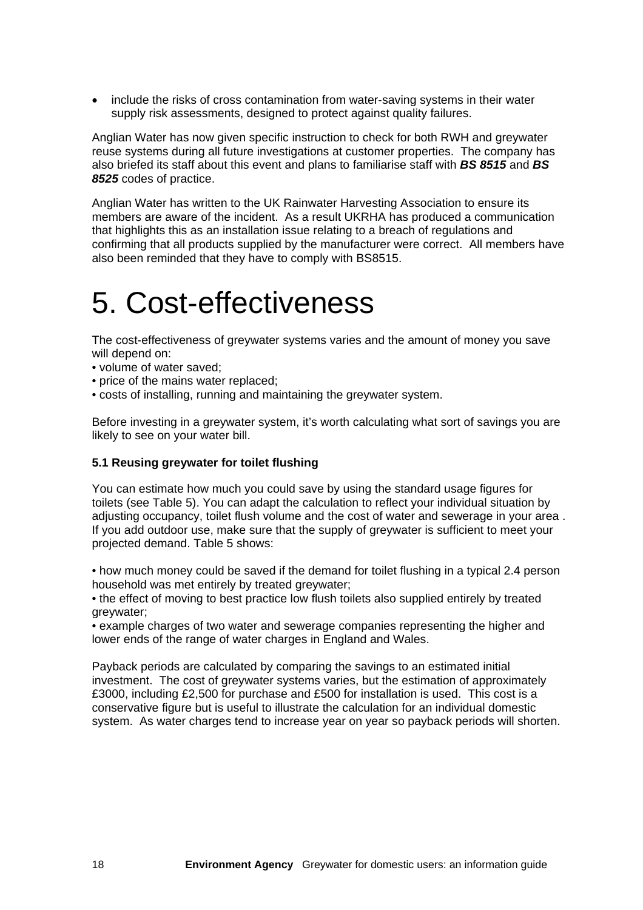- include the risks of cross contamination from water-saving systems in their water supply risk assessments, designed to protect against quality failures.

Anglian Water has now given specific instruction to check for both RWH and greywater reuse systems during all future investigations at customer properties. The company has also briefed its staff about this event and plans to familiarise staff with ***BS 8515*** and ***BS 8525*** codes of practice.

Anglian Water has written to the UK Rainwater Harvesting Association to ensure its members are aware of the incident. As a result UKRHA has produced a communication that highlights this as an installation issue relating to a breach of regulations and confirming that all products supplied by the manufacturer were correct. All members have also been reminded that they have to comply with BS8515.

# 5. Cost-effectiveness

The cost-effectiveness of greywater systems varies and the amount of money you save will depend on:

- volume of water saved;
- price of the mains water replaced;
- costs of installing, running and maintaining the greywater system.

Before investing in a greywater system, it's worth calculating what sort of savings you are likely to see on your water bill.

**5.1 Reusing greywater for toilet flushing**

You can estimate how much you could save by using the standard usage figures for toilets (see Table 5). You can adapt the calculation to reflect your individual situation by adjusting occupancy, toilet flush volume and the cost of water and sewerage in your area . If you add outdoor use, make sure that the supply of greywater is sufficient to meet your projected demand. Table 5 shows:

- how much money could be saved if the demand for toilet flushing in a typical 2.4 person household was met entirely by treated greywater;
- the effect of moving to best practice low flush toilets also supplied entirely by treated greywater;
- example charges of two water and sewerage companies representing the higher and lower ends of the range of water charges in England and Wales.

Payback periods are calculated by comparing the savings to an estimated initial investment. The cost of greywater systems varies, but the estimation of approximately £3000, including £2,500 for purchase and £500 for installation is used. This cost is a conservative figure but is useful to illustrate the calculation for an individual domestic system. As water charges tend to increase year on year so payback periods will shorten.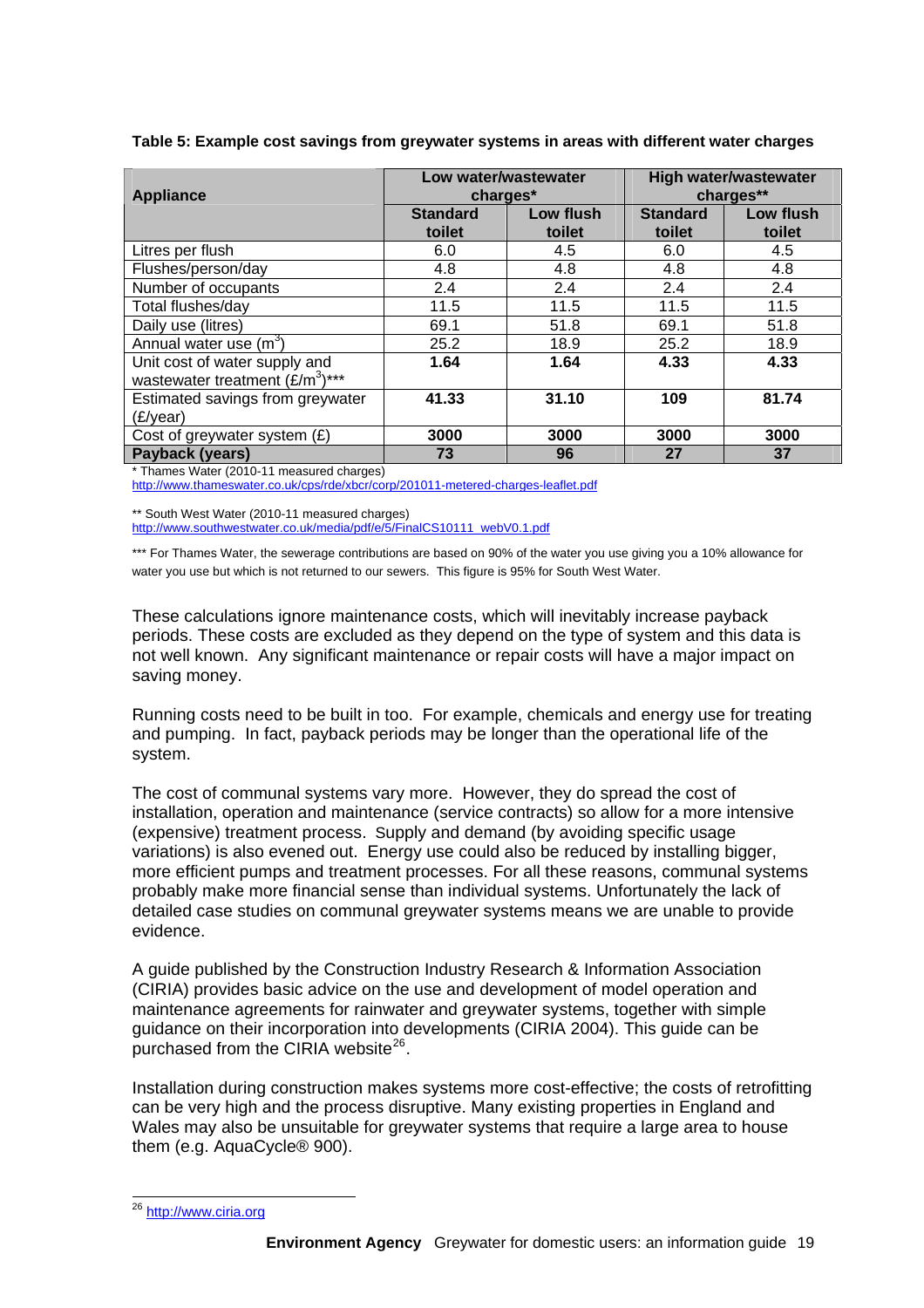**Table 5: Example cost savings from greywater systems in areas with different water charges**

| Appliance | Low water/wastewater charges* | | High water/wastewater charges** | |
|---|---|---|---|---|
| | Standard toilet | Low flush toilet | Standard toilet | Low flush toilet |
| Litres per flush | 6.0 | 4.5 | 6.0 | 4.5 |
| Flushes/person/day | 4.8 | 4.8 | 4.8 | 4.8 |
| Number of occupants | 2.4 | 2.4 | 2.4 | 2.4 |
| Total flushes/day | 11.5 | 11.5 | 11.5 | 11.5 |
| Daily use (litres) | 69.1 | 51.8 | 69.1 | 51.8 |
| Annual water use ($m^3$) | 25.2 | 18.9 | 25.2 | 18.9 |
| Unit cost of water supply and wastewater treatment (£/$m^3$)*** | **1.64** | **1.64** | **4.33** | **4.33** |
| Estimated savings from greywater (£/year) | **41.33** | **31.10** | **109** | **81.74** |
| Cost of greywater system (£) | **3000** | **3000** | **3000** | **3000** |
| **Payback (years)** | **73** | **96** | **27** | **37** |

\* Thames Water (2010-11 measured charges)
http://www.thameswater.co.uk/cps/rde/xbcr/corp/201011-metered-charges-leaflet.pdf

** South West Water (2010-11 measured charges)
http://www.southwestwater.co.uk/media/pdf/e/5/FinalCS10111_webV0.1.pdf

*** For Thames Water, the sewerage contributions are based on 90% of the water you use giving you a 10% allowance for water you use but which is not returned to our sewers. This figure is 95% for South West Water.

These calculations ignore maintenance costs, which will inevitably increase payback periods. These costs are excluded as they depend on the type of system and this data is not well known. Any significant maintenance or repair costs will have a major impact on saving money.

Running costs need to be built in too. For example, chemicals and energy use for treating and pumping. In fact, payback periods may be longer than the operational life of the system.

The cost of communal systems vary more. However, they do spread the cost of installation, operation and maintenance (service contracts) so allow for a more intensive (expensive) treatment process. Supply and demand (by avoiding specific usage variations) is also evened out. Energy use could also be reduced by installing bigger, more efficient pumps and treatment processes. For all these reasons, communal systems probably make more financial sense than individual systems. Unfortunately the lack of detailed case studies on communal greywater systems means we are unable to provide evidence.

A guide published by the Construction Industry Research & Information Association (CIRIA) provides basic advice on the use and development of model operation and maintenance agreements for rainwater and greywater systems, together with simple guidance on their incorporation into developments (CIRIA 2004). This guide can be purchased from the CIRIA website[26].

Installation during construction makes systems more cost-effective; the costs of retrofitting can be very high and the process disruptive. Many existing properties in England and Wales may also be unsuitable for greywater systems that require a large area to house them (e.g. AquaCycle® 900).

[26] http://www.ciria.org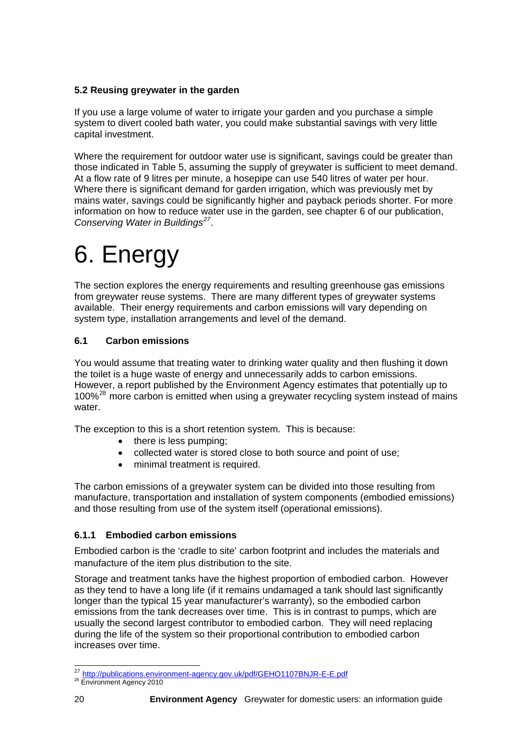### 5.2 Reusing greywater in the garden

If you use a large volume of water to irrigate your garden and you purchase a simple system to divert cooled bath water, you could make substantial savings with very little capital investment.

Where the requirement for outdoor water use is significant, savings could be greater than those indicated in Table 5, assuming the supply of greywater is sufficient to meet demand. At a flow rate of 9 litres per minute, a hosepipe can use 540 litres of water per hour. Where there is significant demand for garden irrigation, which was previously met by mains water, savings could be significantly higher and payback periods shorter. For more information on how to reduce water use in the garden, see chapter 6 of our publication, *Conserving Water in Buildings*[27].

# 6. Energy

The section explores the energy requirements and resulting greenhouse gas emissions from greywater reuse systems. There are many different types of greywater systems available. Their energy requirements and carbon emissions will vary depending on system type, installation arrangements and level of the demand.

### 6.1 Carbon emissions

You would assume that treating water to drinking water quality and then flushing it down the toilet is a huge waste of energy and unnecessarily adds to carbon emissions. However, a report published by the Environment Agency estimates that potentially up to 100%[28] more carbon is emitted when using a greywater recycling system instead of mains water.

The exception to this is a short retention system. This is because:

- there is less pumping;
- collected water is stored close to both source and point of use;
- minimal treatment is required.

The carbon emissions of a greywater system can be divided into those resulting from manufacture, transportation and installation of system components (embodied emissions) and those resulting from use of the system itself (operational emissions).

#### 6.1.1 Embodied carbon emissions

Embodied carbon is the 'cradle to site' carbon footprint and includes the materials and manufacture of the item plus distribution to the site.

Storage and treatment tanks have the highest proportion of embodied carbon. However as they tend to have a long life (if it remains undamaged a tank should last significantly longer than the typical 15 year manufacturer's warranty), so the embodied carbon emissions from the tank decreases over time. This is in contrast to pumps, which are usually the second largest contributor to embodied carbon. They will need replacing during the life of the system so their proportional contribution to embodied carbon increases over time.

[27] http://publications.environment-agency.gov.uk/pdf/GEHO1107BNJR-E-E.pdf

[28] Environment Agency 2010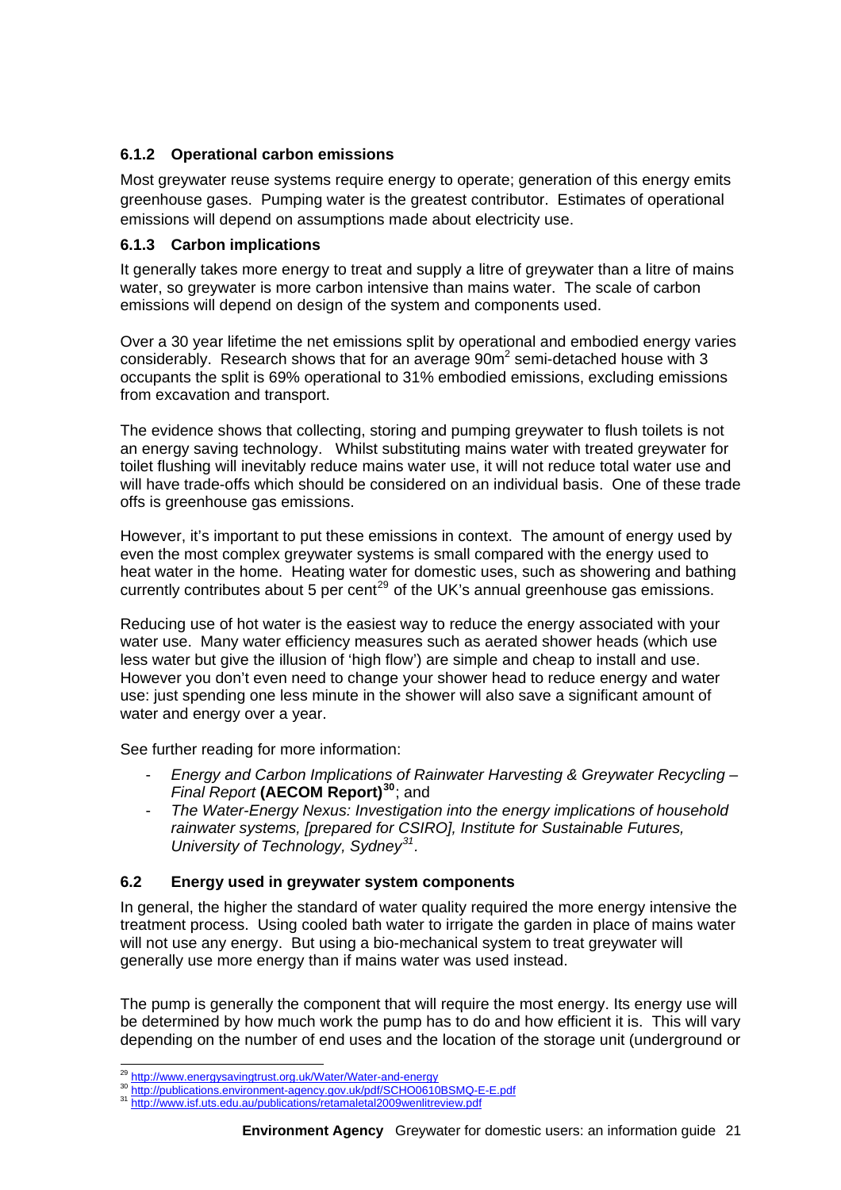### 6.1.2 Operational carbon emissions

Most greywater reuse systems require energy to operate; generation of this energy emits greenhouse gases. Pumping water is the greatest contributor. Estimates of operational emissions will depend on assumptions made about electricity use.

### 6.1.3 Carbon implications

It generally takes more energy to treat and supply a litre of greywater than a litre of mains water, so greywater is more carbon intensive than mains water. The scale of carbon emissions will depend on design of the system and components used.

Over a 30 year lifetime the net emissions split by operational and embodied energy varies considerably. Research shows that for an average 90m$^2$ semi-detached house with 3 occupants the split is 69% operational to 31% embodied emissions, excluding emissions from excavation and transport.

The evidence shows that collecting, storing and pumping greywater to flush toilets is not an energy saving technology. Whilst substituting mains water with treated greywater for toilet flushing will inevitably reduce mains water use, it will not reduce total water use and will have trade-offs which should be considered on an individual basis. One of these trade offs is greenhouse gas emissions.

However, it's important to put these emissions in context. The amount of energy used by even the most complex greywater systems is small compared with the energy used to heat water in the home. Heating water for domestic uses, such as showering and bathing currently contributes about 5 per cent[29] of the UK's annual greenhouse gas emissions.

Reducing use of hot water is the easiest way to reduce the energy associated with your water use. Many water efficiency measures such as aerated shower heads (which use less water but give the illusion of 'high flow') are simple and cheap to install and use. However you don't even need to change your shower head to reduce energy and water use: just spending one less minute in the shower will also save a significant amount of water and energy over a year.

See further reading for more information:

- *Energy and Carbon Implications of Rainwater Harvesting & Greywater Recycling – Final Report* **(AECOM Report)**[30]; and
- *The Water-Energy Nexus: Investigation into the energy implications of household rainwater systems, [prepared for CSIRO], Institute for Sustainable Futures, University of Technology, Sydney*[31].

## 6.2 Energy used in greywater system components

In general, the higher the standard of water quality required the more energy intensive the treatment process. Using cooled bath water to irrigate the garden in place of mains water will not use any energy. But using a bio-mechanical system to treat greywater will generally use more energy than if mains water was used instead.

The pump is generally the component that will require the most energy. Its energy use will be determined by how much work the pump has to do and how efficient it is. This will vary depending on the number of end uses and the location of the storage unit (underground or

---

[29] http://www.energysavingtrust.org.uk/Water/Water-and-energy

[30] http://publications.environment-agency.gov.uk/pdf/SCHO0610BSMQ-E-E.pdf

[31] http://www.isf.uts.edu.au/publications/retamaletal2009wenlitreview.pdf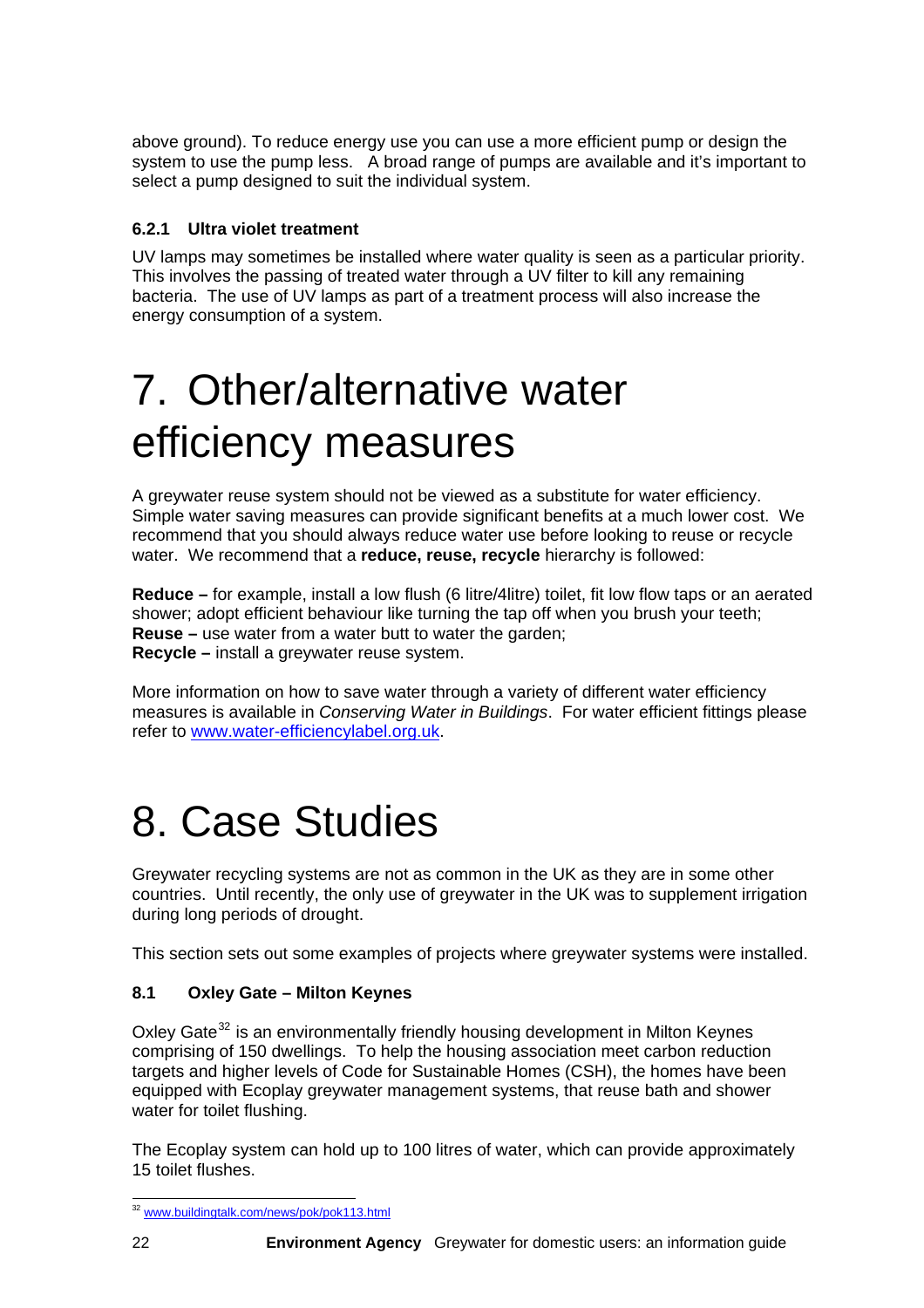above ground). To reduce energy use you can use a more efficient pump or design the system to use the pump less. A broad range of pumps are available and it's important to select a pump designed to suit the individual system.

### 6.2.1 Ultra violet treatment

UV lamps may sometimes be installed where water quality is seen as a particular priority. This involves the passing of treated water through a UV filter to kill any remaining bacteria. The use of UV lamps as part of a treatment process will also increase the energy consumption of a system.

# 7. Other/alternative water efficiency measures

A greywater reuse system should not be viewed as a substitute for water efficiency. Simple water saving measures can provide significant benefits at a much lower cost. We recommend that you should always reduce water use before looking to reuse or recycle water. We recommend that a **reduce, reuse, recycle** hierarchy is followed:

**Reduce –** for example, install a low flush (6 litre/4litre) toilet, fit low flow taps or an aerated shower; adopt efficient behaviour like turning the tap off when you brush your teeth;
**Reuse –** use water from a water butt to water the garden;
**Recycle –** install a greywater reuse system.

More information on how to save water through a variety of different water efficiency measures is available in *Conserving Water in Buildings*. For water efficient fittings please refer to www.water-efficiencylabel.org.uk.

# 8. Case Studies

Greywater recycling systems are not as common in the UK as they are in some other countries. Until recently, the only use of greywater in the UK was to supplement irrigation during long periods of drought.

This section sets out some examples of projects where greywater systems were installed.

## 8.1 Oxley Gate – Milton Keynes

Oxley Gate[32] is an environmentally friendly housing development in Milton Keynes comprising of 150 dwellings. To help the housing association meet carbon reduction targets and higher levels of Code for Sustainable Homes (CSH), the homes have been equipped with Ecoplay greywater management systems, that reuse bath and shower water for toilet flushing.

The Ecoplay system can hold up to 100 litres of water, which can provide approximately 15 toilet flushes.

[32] www.buildingtalk.com/news/pok/pok113.html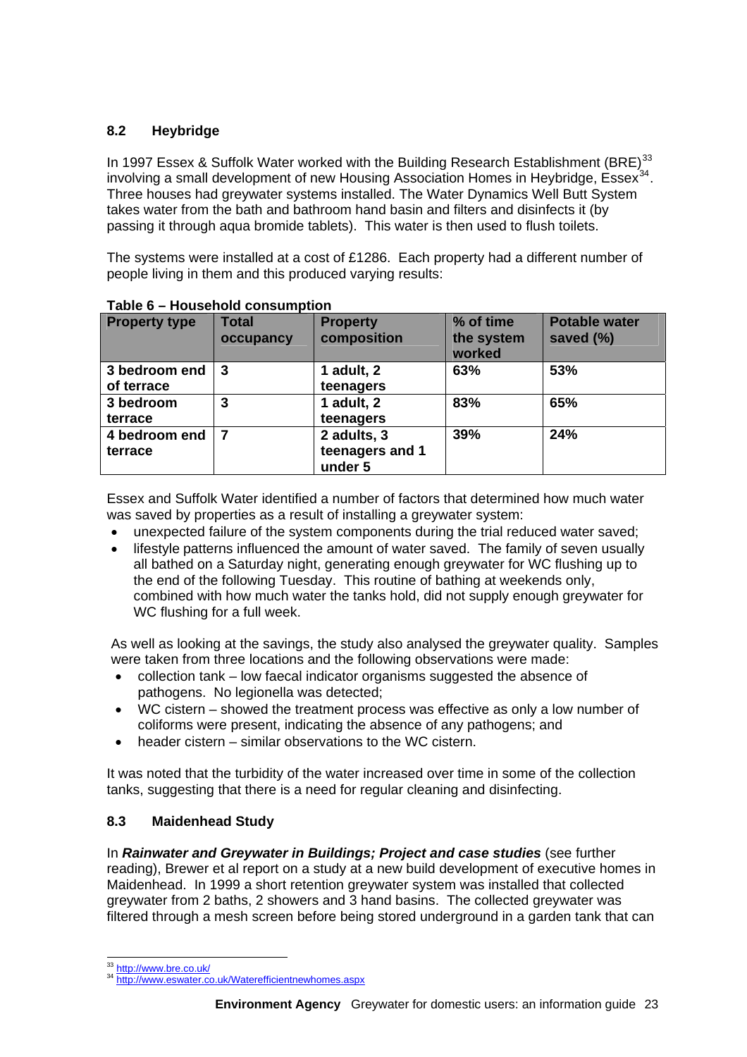## 8.2 Heybridge

In 1997 Essex & Suffolk Water worked with the Building Research Establishment (BRE)[33] involving a small development of new Housing Association Homes in Heybridge, Essex[34]. Three houses had greywater systems installed. The Water Dynamics Well Butt System takes water from the bath and bathroom hand basin and filters and disinfects it (by passing it through aqua bromide tablets). This water is then used to flush toilets.

The systems were installed at a cost of £1286. Each property had a different number of people living in them and this produced varying results:

**Table 6 – Household consumption**

| Property type | Total occupancy | Property composition | % of time the system worked | Potable water saved (%) |
|---|---|---|---|---|
| 3 bedroom end of terrace | 3 | 1 adult, 2 teenagers | 63% | 53% |
| 3 bedroom terrace | 3 | 1 adult, 2 teenagers | 83% | 65% |
| 4 bedroom end terrace | 7 | 2 adults, 3 teenagers and 1 under 5 | 39% | 24% |

Essex and Suffolk Water identified a number of factors that determined how much water was saved by properties as a result of installing a greywater system:

- unexpected failure of the system components during the trial reduced water saved;
- lifestyle patterns influenced the amount of water saved. The family of seven usually all bathed on a Saturday night, generating enough greywater for WC flushing up to the end of the following Tuesday. This routine of bathing at weekends only, combined with how much water the tanks hold, did not supply enough greywater for WC flushing for a full week.

As well as looking at the savings, the study also analysed the greywater quality. Samples were taken from three locations and the following observations were made:

- collection tank – low faecal indicator organisms suggested the absence of pathogens. No legionella was detected;
- WC cistern – showed the treatment process was effective as only a low number of coliforms were present, indicating the absence of any pathogens; and
- header cistern – similar observations to the WC cistern.

It was noted that the turbidity of the water increased over time in some of the collection tanks, suggesting that there is a need for regular cleaning and disinfecting.

## 8.3 Maidenhead Study

In ***Rainwater and Greywater in Buildings; Project and case studies*** (see further reading), Brewer et al report on a study at a new build development of executive homes in Maidenhead. In 1999 a short retention greywater system was installed that collected greywater from 2 baths, 2 showers and 3 hand basins. The collected greywater was filtered through a mesh screen before being stored underground in a garden tank that can

[33] http://www.bre.co.uk/

[34] http://www.eswater.co.uk/Waterefficientnewhomes.aspx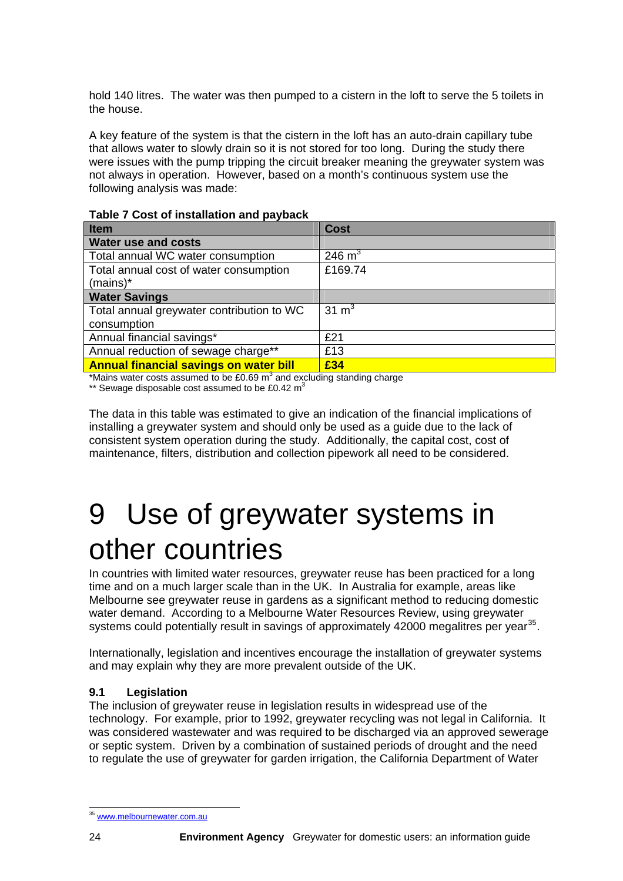hold 140 litres. The water was then pumped to a cistern in the loft to serve the 5 toilets in the house.

A key feature of the system is that the cistern in the loft has an auto-drain capillary tube that allows water to slowly drain so it is not stored for too long. During the study there were issues with the pump tripping the circuit breaker meaning the greywater system was not always in operation. However, based on a month's continuous system use the following analysis was made:

**Table 7 Cost of installation and payback**

| Item | Cost |
|---|---|
| **Water use and costs** | |
| Total annual WC water consumption | 246 $m^3$ |
| Total annual cost of water consumption (mains)* | £169.74 |
| **Water Savings** | |
| Total annual greywater contribution to WC consumption | 31 $m^3$ |
| Annual financial savings* | £21 |
| Annual reduction of sewage charge** | £13 |
| **Annual financial savings on water bill** | **£34** |

*Mains water costs assumed to be £0.69 $m^3$ and excluding standing charge
** Sewage disposable cost assumed to be £0.42 $m^3$

The data in this table was estimated to give an indication of the financial implications of installing a greywater system and should only be used as a guide due to the lack of consistent system operation during the study. Additionally, the capital cost, cost of maintenance, filters, distribution and collection pipework all need to be considered.

# 9 Use of greywater systems in other countries

In countries with limited water resources, greywater reuse has been practiced for a long time and on a much larger scale than in the UK. In Australia for example, areas like Melbourne see greywater reuse in gardens as a significant method to reducing domestic water demand. According to a Melbourne Water Resources Review, using greywater systems could potentially result in savings of approximately 42000 megalitres per year[35].

Internationally, legislation and incentives encourage the installation of greywater systems and may explain why they are more prevalent outside of the UK.

### 9.1 Legislation

The inclusion of greywater reuse in legislation results in widespread use of the technology. For example, prior to 1992, greywater recycling was not legal in California. It was considered wastewater and was required to be discharged via an approved sewerage or septic system. Driven by a combination of sustained periods of drought and the need to regulate the use of greywater for garden irrigation, the California Department of Water

[35] www.melbournewater.com.au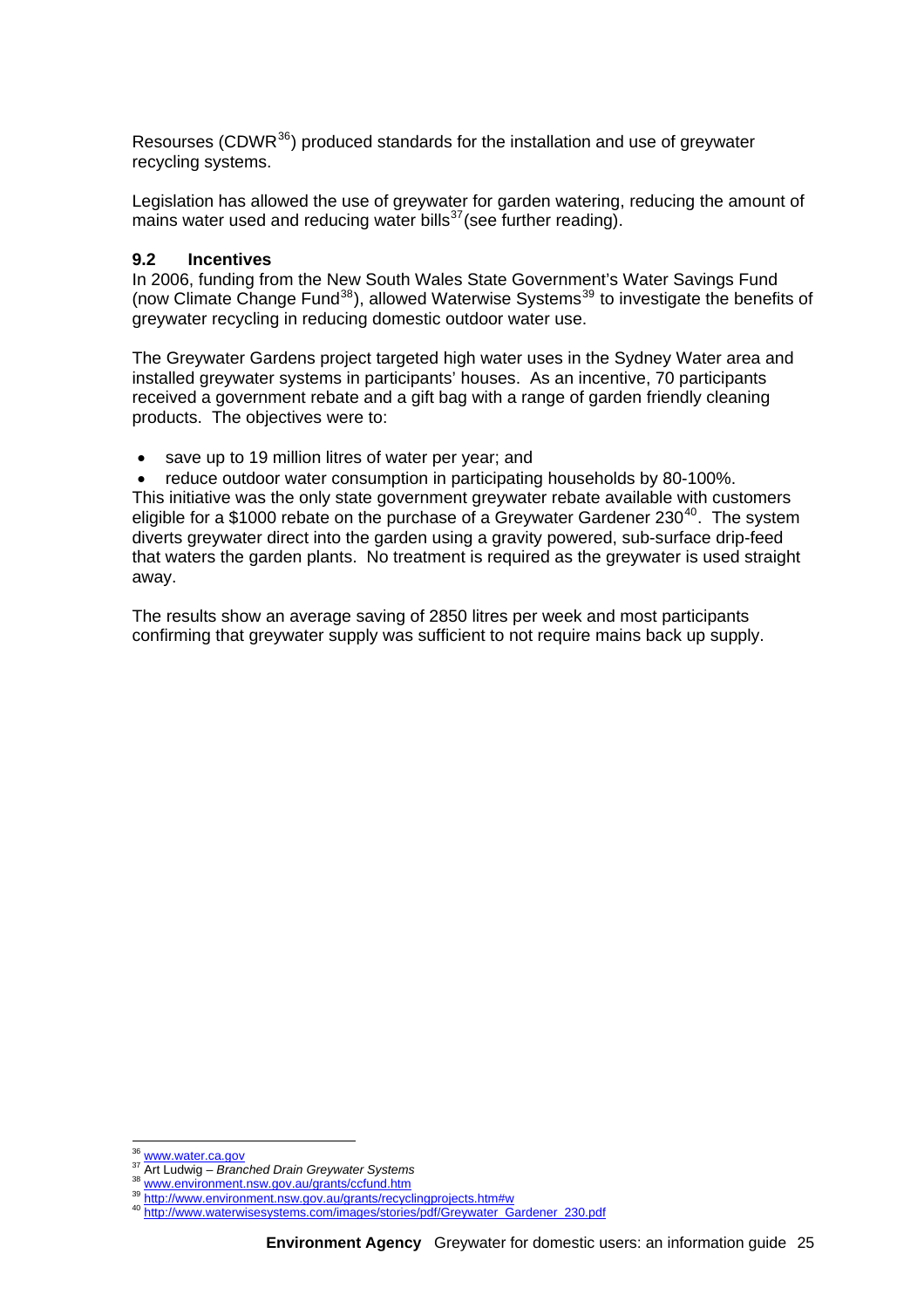Resourses (CDWR[36]) produced standards for the installation and use of greywater recycling systems.

Legislation has allowed the use of greywater for garden watering, reducing the amount of mains water used and reducing water bills[37](see further reading).

### 9.2 Incentives

In 2006, funding from the New South Wales State Government's Water Savings Fund (now Climate Change Fund[38]), allowed Waterwise Systems[39] to investigate the benefits of greywater recycling in reducing domestic outdoor water use.

The Greywater Gardens project targeted high water uses in the Sydney Water area and installed greywater systems in participants' houses. As an incentive, 70 participants received a government rebate and a gift bag with a range of garden friendly cleaning products. The objectives were to:

- save up to 19 million litres of water per year; and
- reduce outdoor water consumption in participating households by 80-100%.

This initiative was the only state government greywater rebate available with customers eligible for a $1000 rebate on the purchase of a Greywater Gardener 230[40]. The system diverts greywater direct into the garden using a gravity powered, sub-surface drip-feed that waters the garden plants. No treatment is required as the greywater is used straight away.

The results show an average saving of 2850 litres per week and most participants confirming that greywater supply was sufficient to not require mains back up supply.

---

[36] www.water.ca.gov
[37] Art Ludwig – *Branched Drain Greywater Systems*
[38] www.environment.nsw.gov.au/grants/ccfund.htm
[39] http://www.environment.nsw.gov.au/grants/recyclingprojects.htm#w
[40] http://www.waterwisesystems.com/images/stories/pdf/Greywater_Gardener_230.pdf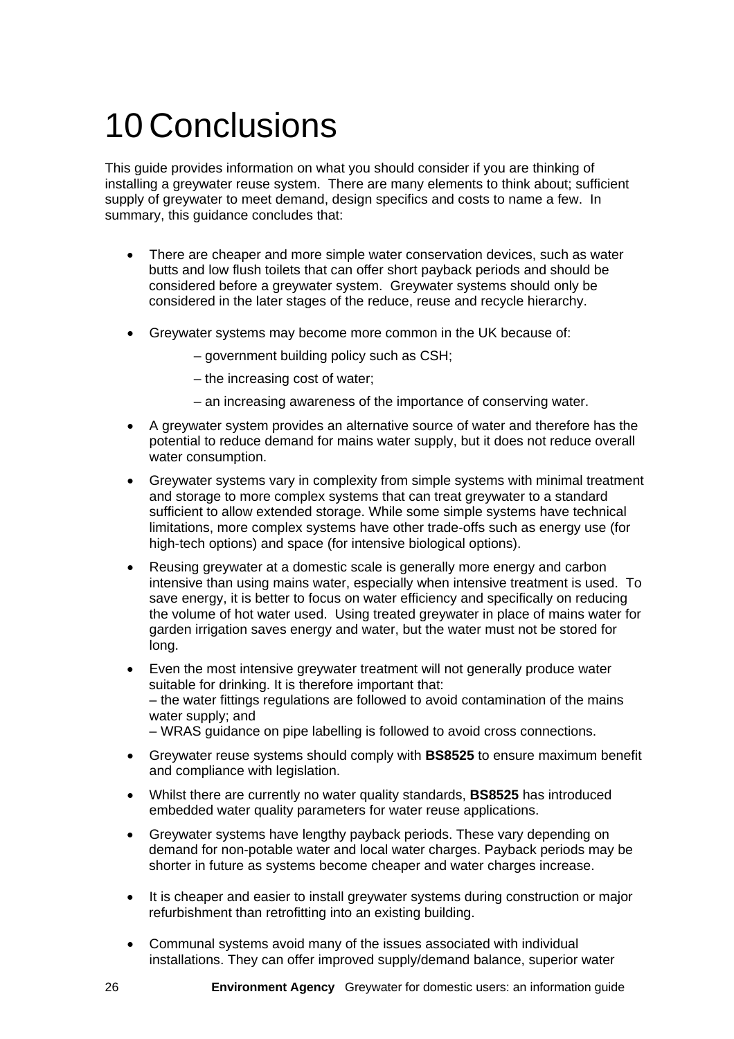# 10 Conclusions

This guide provides information on what you should consider if you are thinking of installing a greywater reuse system. There are many elements to think about; sufficient supply of greywater to meet demand, design specifics and costs to name a few. In summary, this guidance concludes that:

- There are cheaper and more simple water conservation devices, such as water butts and low flush toilets that can offer short payback periods and should be considered before a greywater system. Greywater systems should only be considered in the later stages of the reduce, reuse and recycle hierarchy.
- Greywater systems may become more common in the UK because of:
  - – government building policy such as CSH;
  - – the increasing cost of water;
  - – an increasing awareness of the importance of conserving water.
- A greywater system provides an alternative source of water and therefore has the potential to reduce demand for mains water supply, but it does not reduce overall water consumption.
- Greywater systems vary in complexity from simple systems with minimal treatment and storage to more complex systems that can treat greywater to a standard sufficient to allow extended storage. While some simple systems have technical limitations, more complex systems have other trade-offs such as energy use (for high-tech options) and space (for intensive biological options).
- Reusing greywater at a domestic scale is generally more energy and carbon intensive than using mains water, especially when intensive treatment is used. To save energy, it is better to focus on water efficiency and specifically on reducing the volume of hot water used. Using treated greywater in place of mains water for garden irrigation saves energy and water, but the water must not be stored for long.
- Even the most intensive greywater treatment will not generally produce water suitable for drinking. It is therefore important that:
  – the water fittings regulations are followed to avoid contamination of the mains water supply; and
  – WRAS guidance on pipe labelling is followed to avoid cross connections.
- Greywater reuse systems should comply with **BS8525** to ensure maximum benefit and compliance with legislation.
- Whilst there are currently no water quality standards, **BS8525** has introduced embedded water quality parameters for water reuse applications.
- Greywater systems have lengthy payback periods. These vary depending on demand for non-potable water and local water charges. Payback periods may be shorter in future as systems become cheaper and water charges increase.
- It is cheaper and easier to install greywater systems during construction or major refurbishment than retrofitting into an existing building.
- Communal systems avoid many of the issues associated with individual installations. They can offer improved supply/demand balance, superior water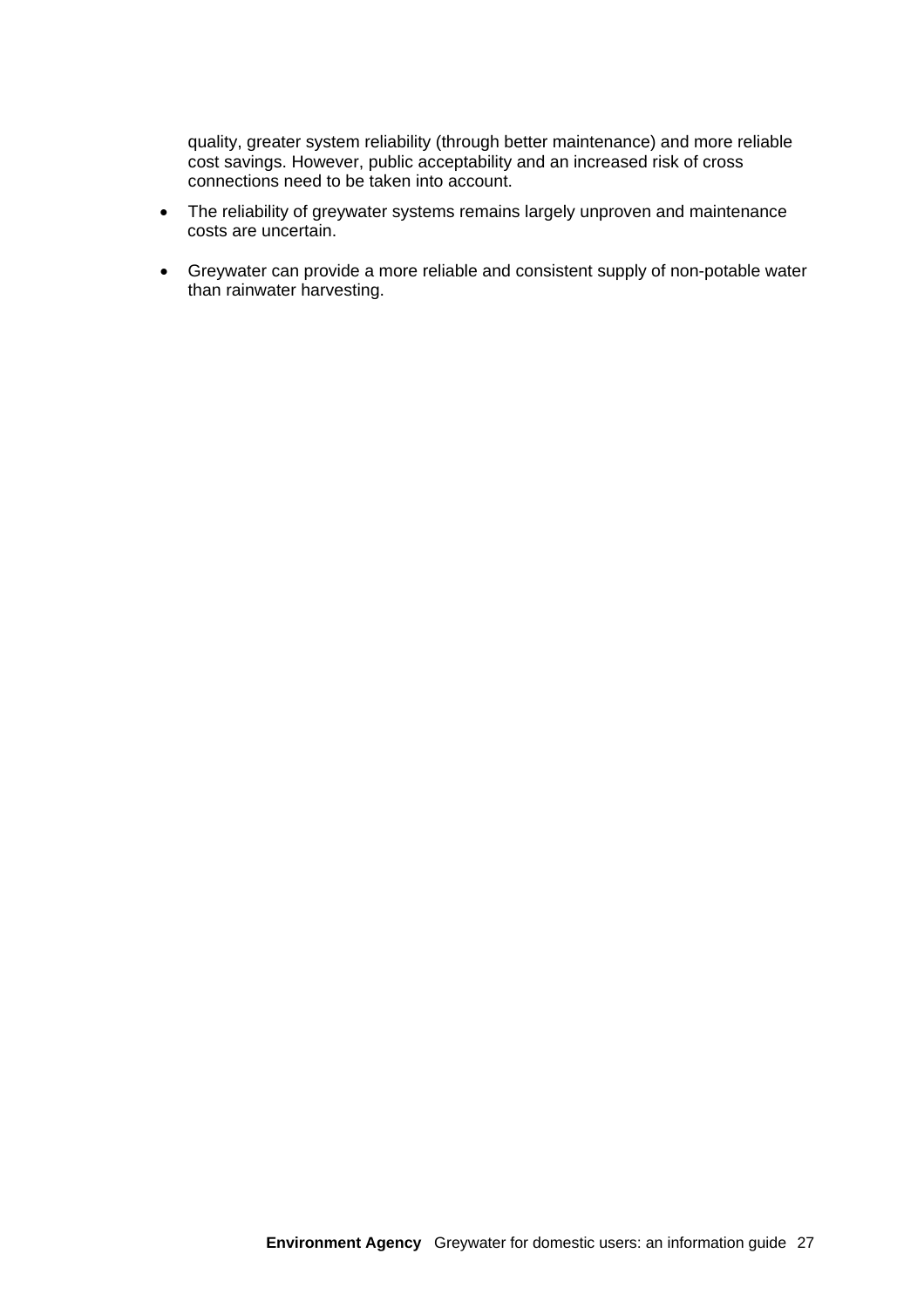quality, greater system reliability (through better maintenance) and more reliable cost savings. However, public acceptability and an increased risk of cross connections need to be taken into account.

- The reliability of greywater systems remains largely unproven and maintenance costs are uncertain.

- Greywater can provide a more reliable and consistent supply of non-potable water than rainwater harvesting.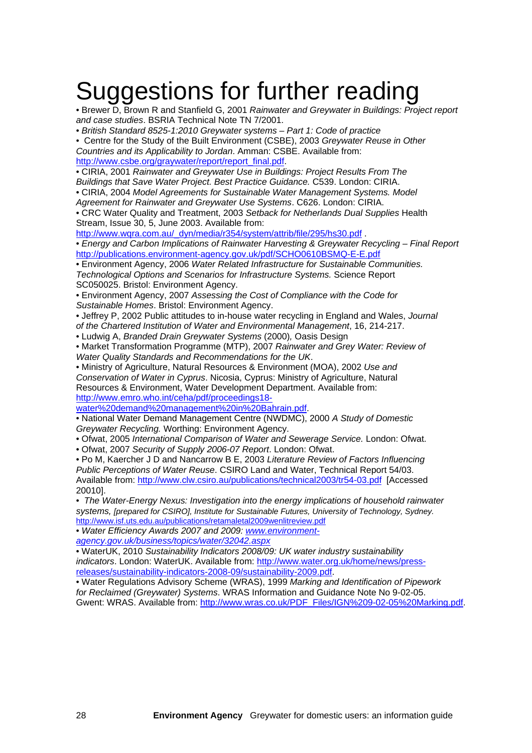# Suggestions for further reading

- Brewer D, Brown R and Stanfield G, 2001 *Rainwater and Greywater in Buildings: Project report and case studies*. BSRIA Technical Note TN 7/2001.
- *British Standard 8525-1:2010 Greywater systems – Part 1: Code of practice*
- Centre for the Study of the Built Environment (CSBE), 2003 *Greywater Reuse in Other Countries and its Applicability to Jordan*. Amman: CSBE. Available from: http://www.csbe.org/graywater/report/report_final.pdf.
- CIRIA, 2001 *Rainwater and Greywater Use in Buildings: Project Results From The Buildings that Save Water Project. Best Practice Guidance.* C539. London: CIRIA.
- CIRIA, 2004 *Model Agreements for Sustainable Water Management Systems. Model Agreement for Rainwater and Greywater Use Systems*. C626. London: CIRIA.
- CRC Water Quality and Treatment, 2003 *Setback for Netherlands Dual Supplies* Health Stream, Issue 30, 5, June 2003. Available from: http://www.wqra.com.au/_dyn/media/r354/system/attrib/file/295/hs30.pdf .
- *Energy and Carbon Implications of Rainwater Harvesting & Greywater Recycling – Final Report* http://publications.environment-agency.gov.uk/pdf/SCHO0610BSMQ-E-E.pdf
- Environment Agency, 2006 *Water Related Infrastructure for Sustainable Communities. Technological Options and Scenarios for Infrastructure Systems.* Science Report SC050025. Bristol: Environment Agency.
- Environment Agency, 2007 *Assessing the Cost of Compliance with the Code for Sustainable Homes*. Bristol: Environment Agency.
- Jeffrey P, 2002 Public attitudes to in-house water recycling in England and Wales, *Journal of the Chartered Institution of Water and Environmental Management*, 16, 214-217.
- Ludwig A, *Branded Drain Greywater Systems* (2000)*,* Oasis Design
- Market Transformation Programme (MTP), 2007 *Rainwater and Grey Water: Review of Water Quality Standards and Recommendations for the UK*.
- Ministry of Agriculture, Natural Resources & Environment (MOA), 2002 *Use and Conservation of Water in Cyprus*. Nicosia, Cyprus: Ministry of Agriculture, Natural Resources & Environment, Water Development Department. Available from: http://www.emro.who.int/ceha/pdf/proceedings18-water%20demand%20management%20in%20Bahrain.pdf.
- National Water Demand Management Centre (NWDMC), 2000 *A Study of Domestic Greywater Recycling.* Worthing: Environment Agency.
- Ofwat, 2005 *International Comparison of Water and Sewerage Service.* London: Ofwat.
- Ofwat, 2007 *Security of Supply 2006-07 Report*. London: Ofwat.
- Po M, Kaercher J D and Nancarrow B E, 2003 *Literature Review of Factors Influencing Public Perceptions of Water Reuse*. CSIRO Land and Water, Technical Report 54/03. Available from: http://www.clw.csiro.au/publications/technical2003/tr54-03.pdf [Accessed 20010].
- *The Water-Energy Nexus: Investigation into the energy implications of household rainwater systems, [prepared for CSIRO], Institute for Sustainable Futures, University of Technology, Sydney.* http://www.isf.uts.edu.au/publications/retamaletal2009wenlitreview.pdf
- *Water Efficiency Awards 2007 and 2009: www.environment-agency.gov.uk/business/topics/water/32042.aspx*
- WaterUK, 2010 *Sustainability Indicators 2008/09: UK water industry sustainability indicators*. London: WaterUK. Available from: http://www.water.org.uk/home/news/press-releases/sustainability-indicators-2008-09/sustainability-2009.pdf.
- Water Regulations Advisory Scheme (WRAS), 1999 *Marking and Identification of Pipework for Reclaimed (Greywater) Systems*. WRAS Information and Guidance Note No 9-02-05. Gwent: WRAS. Available from: http://www.wras.co.uk/PDF_Files/IGN%209-02-05%20Marking.pdf.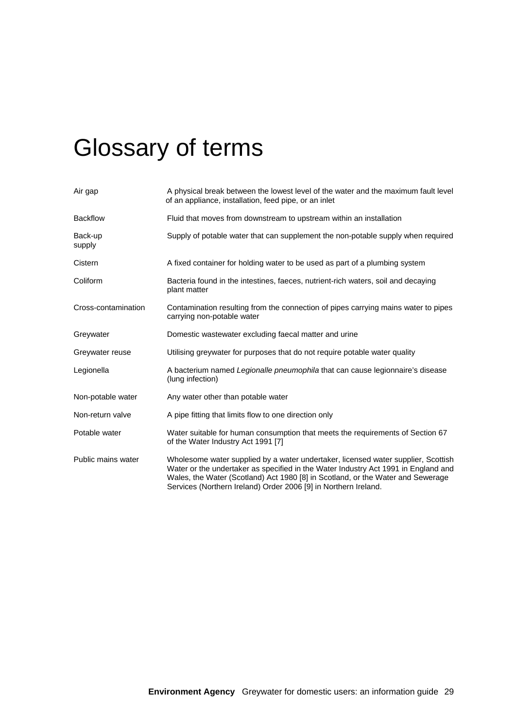# Glossary of terms

| | |
|---|---|
| Air gap | A physical break between the lowest level of the water and the maximum fault level of an appliance, installation, feed pipe, or an inlet |
| Backflow | Fluid that moves from downstream to upstream within an installation |
| Back-up supply | Supply of potable water that can supplement the non-potable supply when required |
| Cistern | A fixed container for holding water to be used as part of a plumbing system |
| Coliform | Bacteria found in the intestines, faeces, nutrient-rich waters, soil and decaying plant matter |
| Cross-contamination | Contamination resulting from the connection of pipes carrying mains water to pipes carrying non-potable water |
| Greywater | Domestic wastewater excluding faecal matter and urine |
| Greywater reuse | Utilising greywater for purposes that do not require potable water quality |
| Legionella | A bacterium named *Legionalle pneumophila* that can cause legionnaire's disease (lung infection) |
| Non-potable water | Any water other than potable water |
| Non-return valve | A pipe fitting that limits flow to one direction only |
| Potable water | Water suitable for human consumption that meets the requirements of Section 67 of the Water Industry Act 1991 [7] |
| Public mains water | Wholesome water supplied by a water undertaker, licensed water supplier, Scottish Water or the undertaker as specified in the Water Industry Act 1991 in England and Wales, the Water (Scotland) Act 1980 [8] in Scotland, or the Water and Sewerage Services (Northern Ireland) Order 2006 [9] in Northern Ireland. |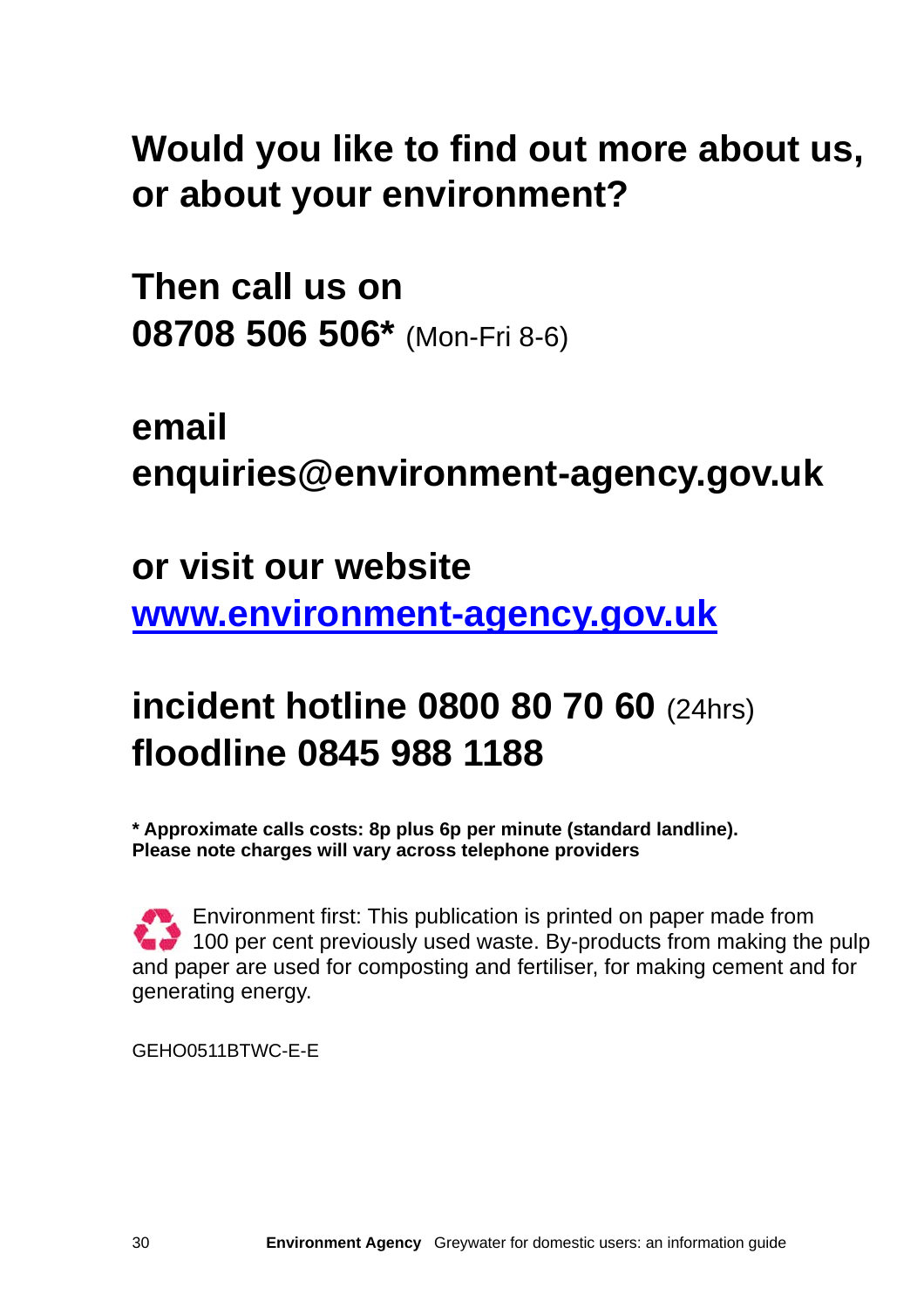**Would you like to find out more about us, or about your environment?**

**Then call us on**
**08708 506 506*** (Mon-Fri 8-6)

**email**
**enquiries@environment-agency.gov.uk**

**or visit our website**
**[www.environment-agency.gov.uk](http://www.environment-agency.gov.uk)**

**incident hotline 0800 80 70 60** (24hrs)
**floodline 0845 988 1188**

**\* Approximate calls costs: 8p plus 6p per minute (standard landline).**
**Please note charges will vary across telephone providers**

Environment first: This publication is printed on paper made from 100 per cent previously used waste. By-products from making the pulp and paper are used for composting and fertiliser, for making cement and for generating energy.

GEHO0511BTWC-E-E